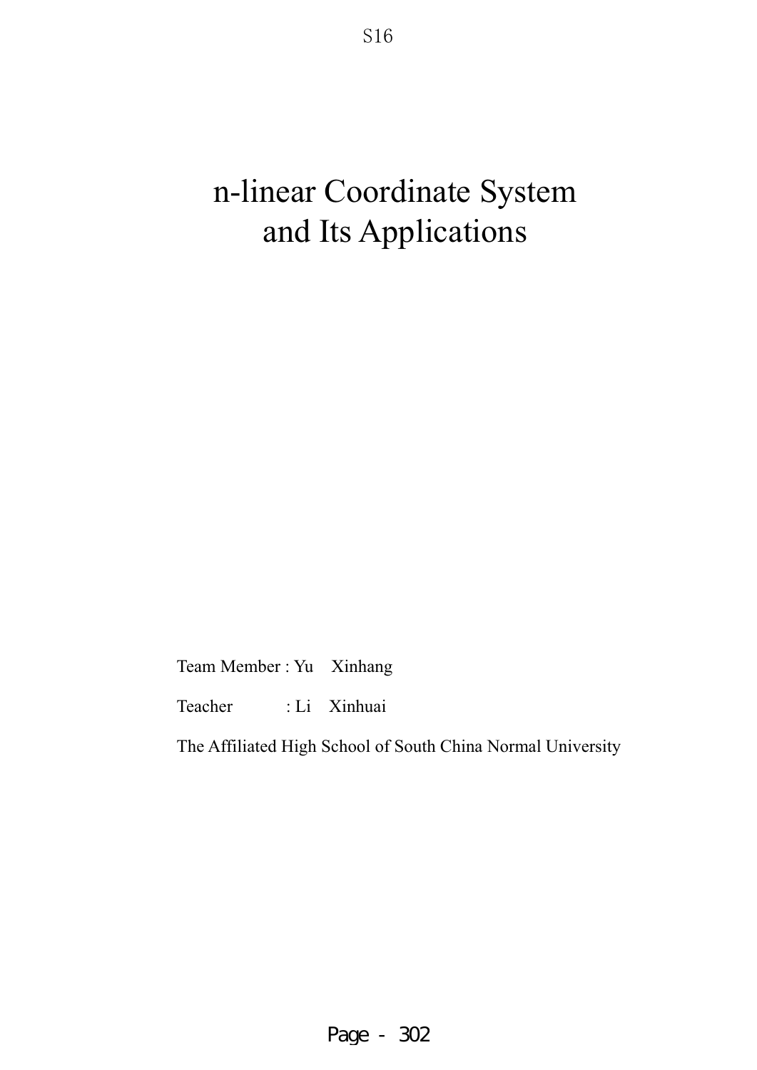S16

# n-linear Coordinate System and Its Applications

Team Member : Yu Xinhang

Teacher : Li Xinhuai

The Affiliated High School of South China Normal University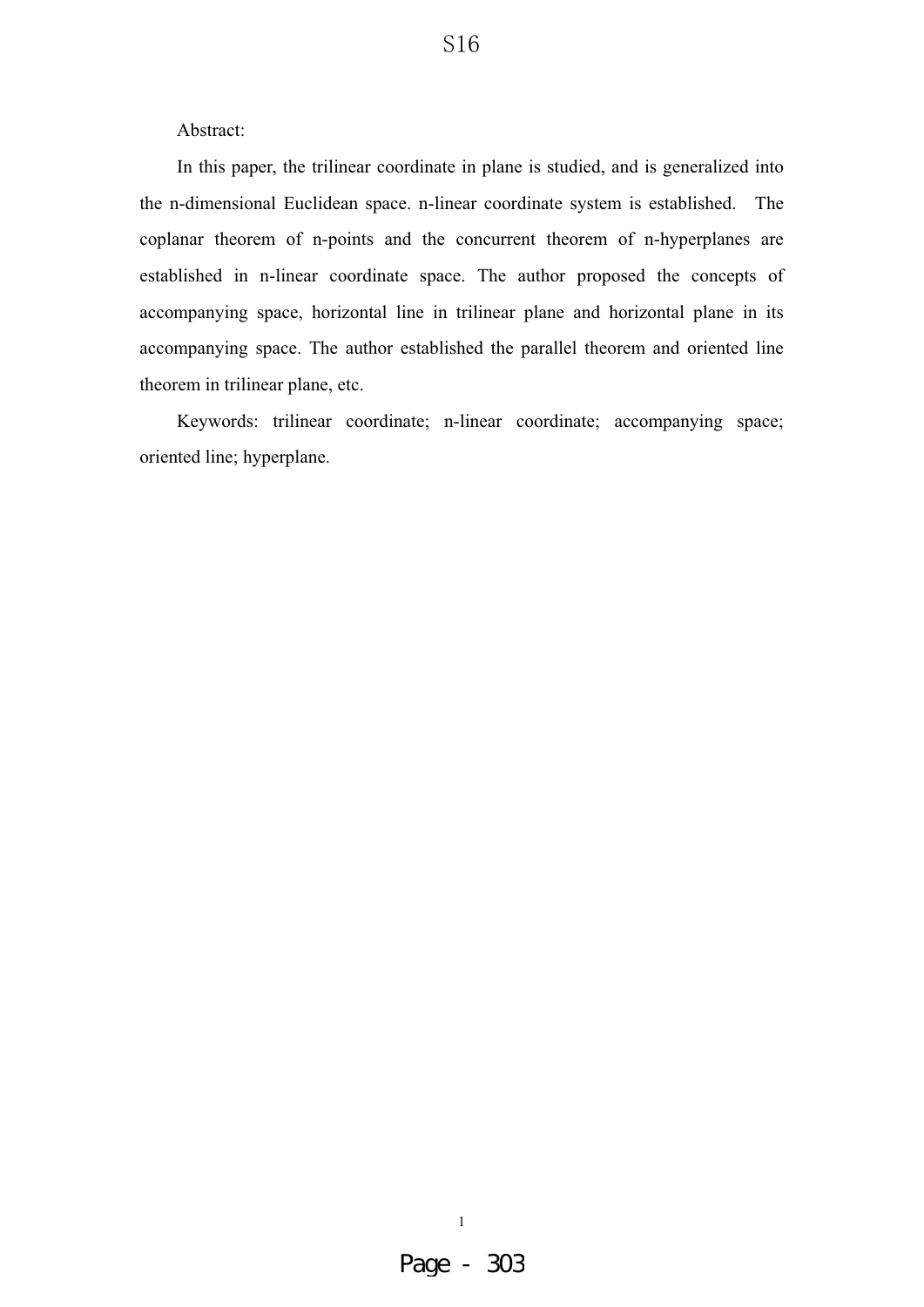Abstract:

In this paper, the trilinear coordinate in plane is studied, and is generalized into the n-dimensional Euclidean space. n-linear coordinate system is established. The coplanar theorem of n-points and the concurrent theorem of n-hyperplanes are established in n-linear coordinate space. The author proposed the concepts of accompanying space, horizontal line in trilinear plane and horizontal plane in its accompanying space. The author established the parallel theorem and oriented line theorem in trilinear plane, etc.

Keywords: trilinear coordinate; n-linear coordinate; accompanying space; oriented line; hyperplane.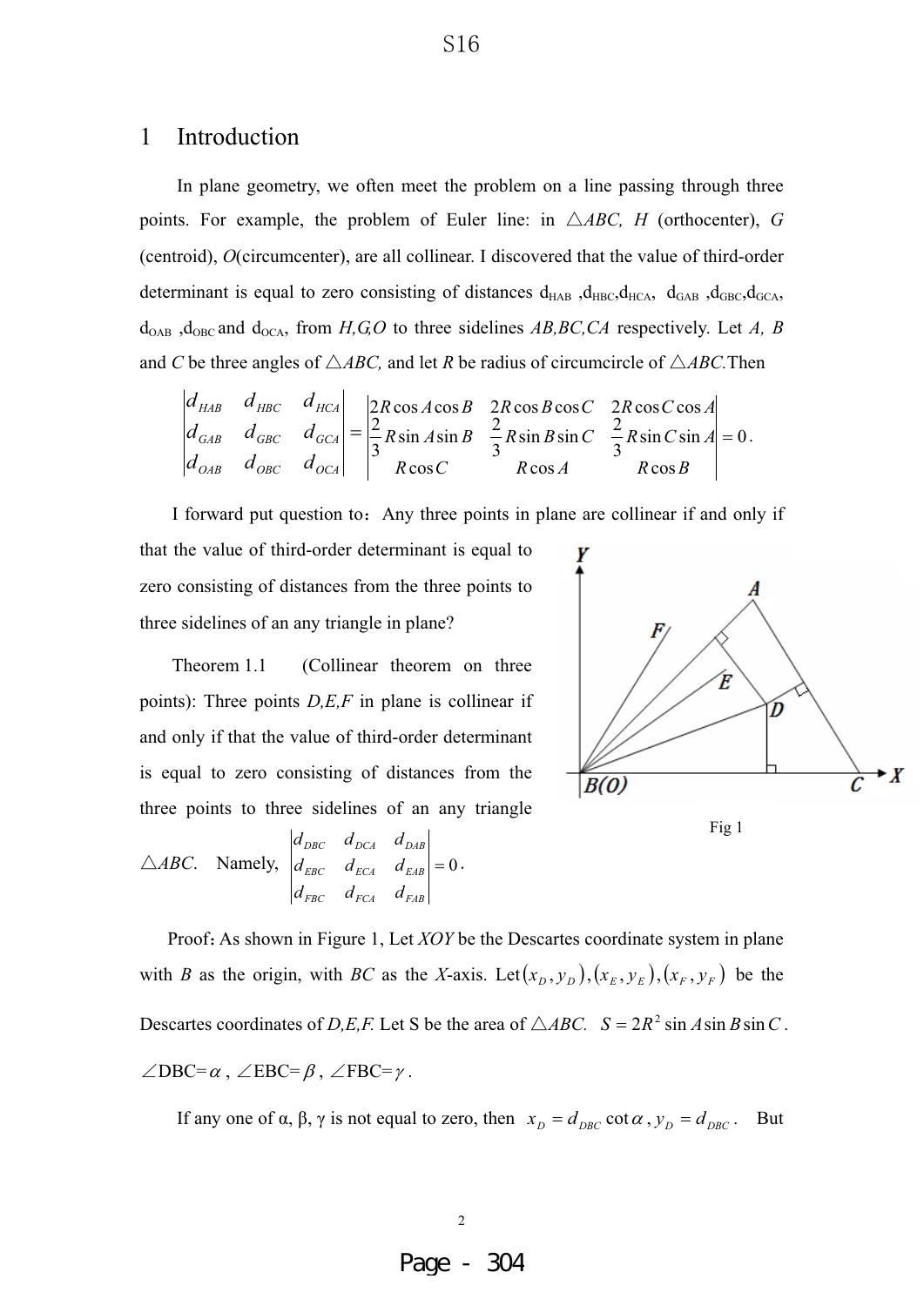# 1 Introduction

In plane geometry, we often meet the problem on a line passing through three points. For example, the problem of Euler line: in $\triangle ABC$, $H$ (orthocenter), $G$ (centroid), $O$(circumcenter), are all collinear. I discovered that the value of third-order determinant is equal to zero consisting of distances $d_{HAB}$, $d_{HBC}$, $d_{HCA}$, $d_{GAB}$, $d_{GBC}$, $d_{GCA}$, $d_{OAB}$, $d_{OBC}$ and $d_{OCA}$, from $H,G,O$ to three sidelines $AB,BC,CA$ respectively. Let $A$, $B$ and $C$ be three angles of $\triangle ABC$, and let $R$ be radius of circumcircle of $\triangle ABC$. Then

$$\begin{vmatrix} d_{HAB} & d_{HBC} & d_{HCA} \\ d_{GAB} & d_{GBC} & d_{GCA} \\ d_{OAB} & d_{OBC} & d_{OCA} \end{vmatrix} = \begin{vmatrix} 2R\cos A\cos B & 2R\cos B\cos C & 2R\cos C\cos A \\ \frac{2}{3}R\sin A\sin B & \frac{2}{3}R\sin B\sin C & \frac{2}{3}R\sin C\sin A \\ R\cos C & R\cos A & R\cos B \end{vmatrix} = 0.$$

I forward put question to: Any three points in plane are collinear if and only if that the value of third-order determinant is equal to zero consisting of distances from the three points to three sidelines of an any triangle in plane?

Theorem 1.1 (Collinear theorem on three points): Three points $D,E,F$ in plane is collinear if and only if that the value of third-order determinant is equal to zero consisting of distances from the three points to three sidelines of an any triangle $\triangle ABC$. Namely, $\begin{vmatrix} d_{DBC} & d_{DCA} & d_{DAB} \\ d_{EBC} & d_{ECA} & d_{EAB} \\ d_{FBC} & d_{FCA} & d_{FAB} \end{vmatrix} = 0$.

Fig 1

Proof: As shown in Figure 1, Let $XOY$ be the Descartes coordinate system in plane with $B$ as the origin, with $BC$ as the $X$-axis. Let $(x_D, y_D), (x_E, y_E), (x_F, y_F)$ be the Descartes coordinates of $D,E,F$. Let S be the area of $\triangle ABC$. $S = 2R^2 \sin A \sin B \sin C$. $\angle DBC = \alpha$, $\angle EBC = \beta$, $\angle FBC = \gamma$.

If any one of α, β, γ is not equal to zero, then $x_D = d_{DBC}\cot\alpha$, $y_D = d_{DBC}$. But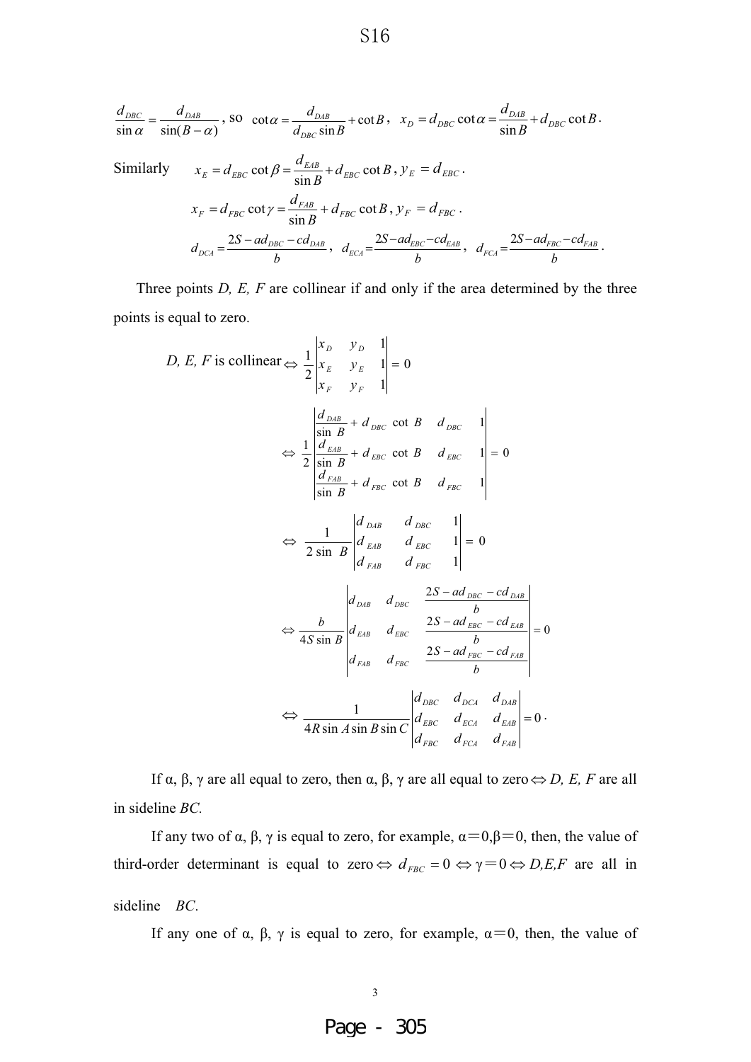$\dfrac{d_{DBC}}{\sin\alpha} = \dfrac{d_{DAB}}{\sin(B-\alpha)}$, so $\cot\alpha = \dfrac{d_{DAB}}{d_{DBC}\sin B} + \cot B$, $x_D = d_{DBC}\cot\alpha = \dfrac{d_{DAB}}{\sin B} + d_{DBC}\cot B$.

Similarly $\quad x_E = d_{EBC}\cot\beta = \dfrac{d_{EAB}}{\sin B} + d_{EBC}\cot B$, $y_E = d_{EBC}$.

$$x_F = d_{FBC}\cot\gamma = \frac{d_{FAB}}{\sin B} + d_{FBC}\cot B,\ y_F = d_{FBC}.$$

$$d_{DCA} = \frac{2S - ad_{DBC} - cd_{DAB}}{b},\quad d_{ECA} = \frac{2S - ad_{EBC} - cd_{EAB}}{b},\quad d_{FCA} = \frac{2S - ad_{FBC} - cd_{FAB}}{b}.$$

Three points *D, E, F* are collinear if and only if the area determined by the three points is equal to zero.

$$D, E, F \text{ is collinear} \Leftrightarrow \frac{1}{2}\begin{vmatrix} x_D & y_D & 1 \\ x_E & y_E & 1 \\ x_F & y_F & 1 \end{vmatrix} = 0$$

$$\Leftrightarrow \frac{1}{2}\begin{vmatrix} \dfrac{d_{DAB}}{\sin B} + d_{DBC}\cot B & d_{DBC} & 1 \\ \dfrac{d_{EAB}}{\sin B} + d_{EBC}\cot B & d_{EBC} & 1 \\ \dfrac{d_{FAB}}{\sin B} + d_{FBC}\cot B & d_{FBC} & 1 \end{vmatrix} = 0$$

$$\Leftrightarrow \frac{1}{2\sin B}\begin{vmatrix} d_{DAB} & d_{DBC} & 1 \\ d_{EAB} & d_{EBC} & 1 \\ d_{FAB} & d_{FBC} & 1 \end{vmatrix} = 0$$

$$\Leftrightarrow \frac{b}{4S\sin B}\begin{vmatrix} d_{DAB} & d_{DBC} & \dfrac{2S - ad_{DBC} - cd_{DAB}}{b} \\ d_{EAB} & d_{EBC} & \dfrac{2S - ad_{EBC} - cd_{EAB}}{b} \\ d_{FAB} & d_{FBC} & \dfrac{2S - ad_{FBC} - cd_{FAB}}{b} \end{vmatrix} = 0$$

$$\Leftrightarrow \frac{1}{4R\sin A\sin B\sin C}\begin{vmatrix} d_{DBC} & d_{DCA} & d_{DAB} \\ d_{EBC} & d_{ECA} & d_{EAB} \\ d_{FBC} & d_{FCA} & d_{FAB} \end{vmatrix} = 0.$$

If α, β, γ are all equal to zero, then α, β, γ are all equal to zero $\Leftrightarrow$ *D, E, F* are all in sideline *BC*.

If any two of α, β, γ is equal to zero, for example, α=0,β=0, then, the value of third-order determinant is equal to zero $\Leftrightarrow d_{FBC} = 0 \Leftrightarrow$ γ=0 $\Leftrightarrow$ *D,E,F* are all in sideline *BC*.

If any one of α, β, γ is equal to zero, for example, α=0, then, the value of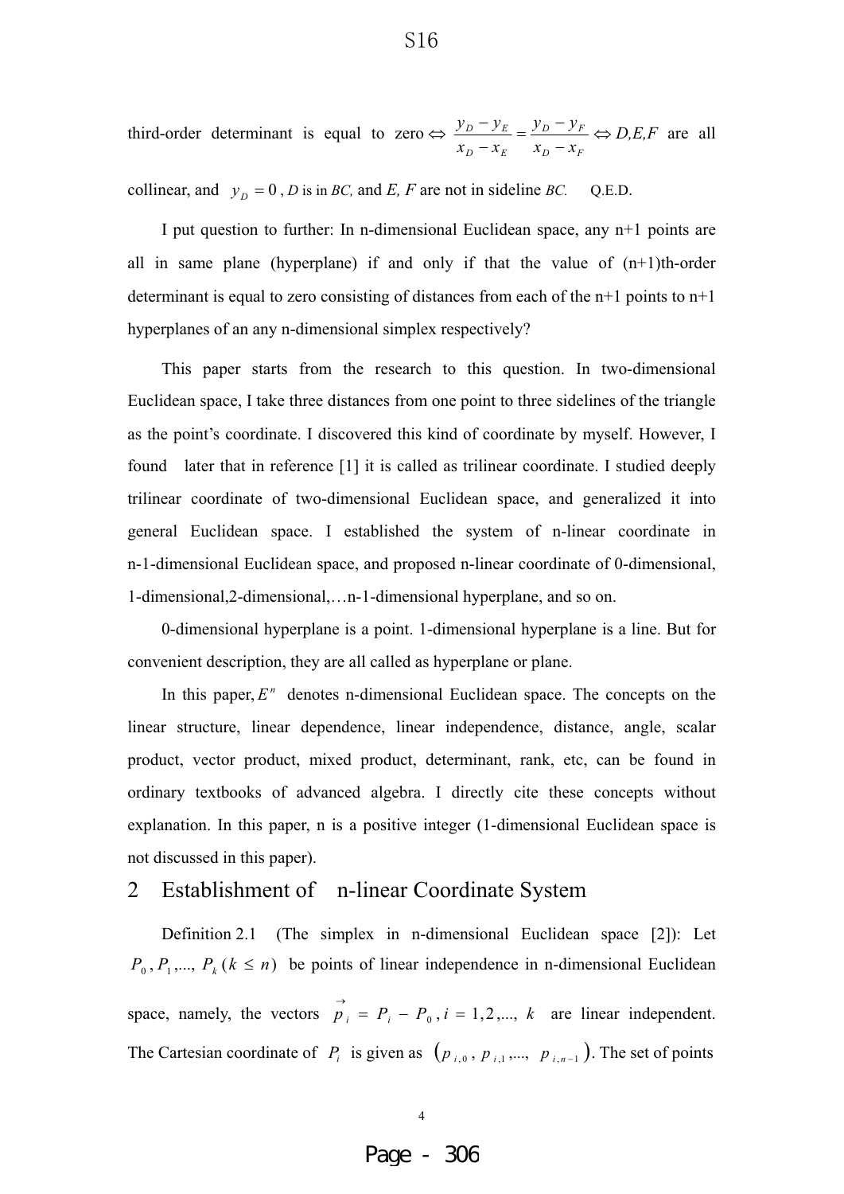third-order determinant is equal to zero $\Leftrightarrow \dfrac{y_D - y_E}{x_D - x_E} = \dfrac{y_D - y_F}{x_D - x_F} \Leftrightarrow D,E,F$ are all collinear, and $y_D = 0$, $D$ is in $BC$, and $E$, $F$ are not in sideline $BC$. Q.E.D.

I put question to further: In n-dimensional Euclidean space, any n+1 points are all in same plane (hyperplane) if and only if that the value of (n+1)th-order determinant is equal to zero consisting of distances from each of the n+1 points to n+1 hyperplanes of an any n-dimensional simplex respectively?

This paper starts from the research to this question. In two-dimensional Euclidean space, I take three distances from one point to three sidelines of the triangle as the point's coordinate. I discovered this kind of coordinate by myself. However, I found later that in reference [1] it is called as trilinear coordinate. I studied deeply trilinear coordinate of two-dimensional Euclidean space, and generalized it into general Euclidean space. I established the system of n-linear coordinate in n-1-dimensional Euclidean space, and proposed n-linear coordinate of 0-dimensional, 1-dimensional,2-dimensional,…n-1-dimensional hyperplane, and so on.

0-dimensional hyperplane is a point. 1-dimensional hyperplane is a line. But for convenient description, they are all called as hyperplane or plane.

In this paper, $E^n$ denotes n-dimensional Euclidean space. The concepts on the linear structure, linear dependence, linear independence, distance, angle, scalar product, vector product, mixed product, determinant, rank, etc, can be found in ordinary textbooks of advanced algebra. I directly cite these concepts without explanation. In this paper, n is a positive integer (1-dimensional Euclidean space is not discussed in this paper).

## 2 Establishment of n-linear Coordinate System

Definition 2.1 (The simplex in n-dimensional Euclidean space [2]): Let $P_0, P_1, ..., P_k \ (k \le n)$ be points of linear independence in n-dimensional Euclidean space, namely, the vectors $\vec{p}_i = P_i - P_0, i = 1,2,..., k$ are linear independent. The Cartesian coordinate of $P_i$ is given as $(p_{i,0}, p_{i,1}, ..., p_{i,n-1})$. The set of points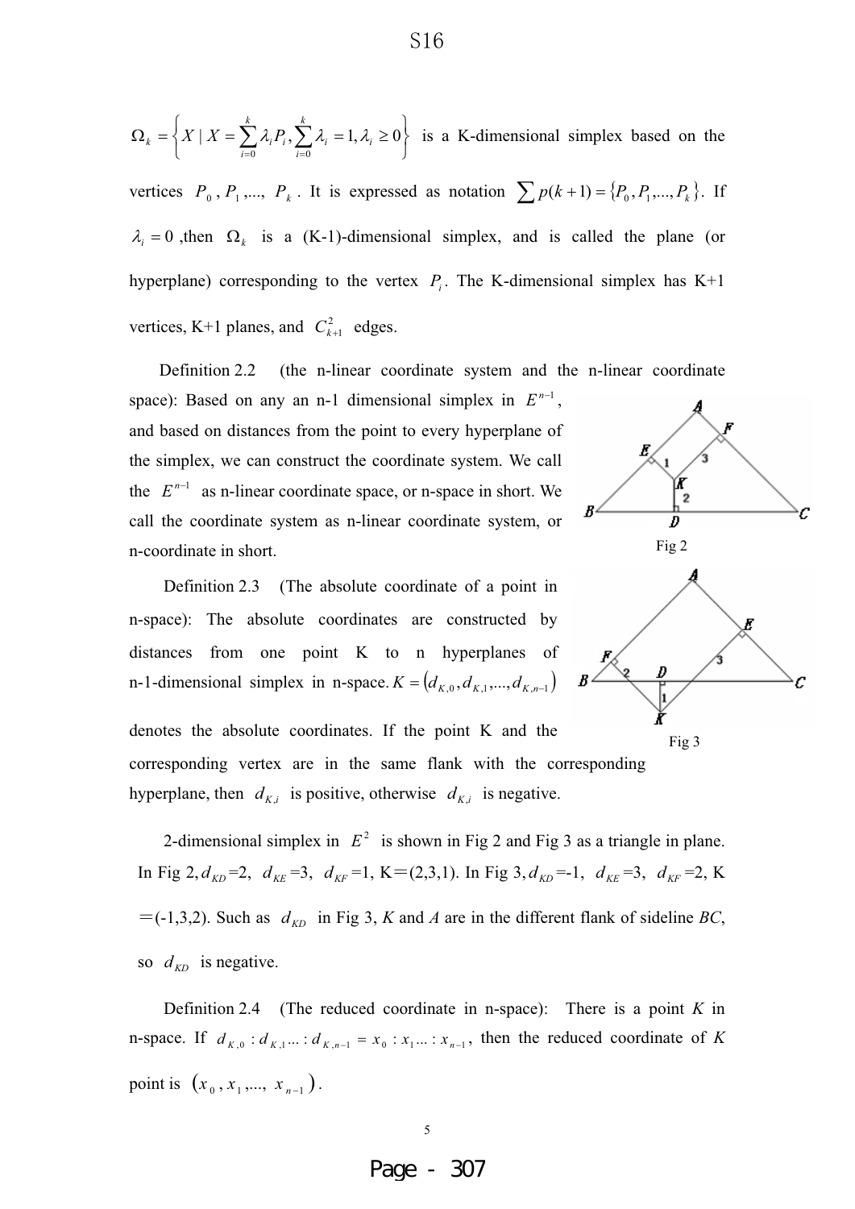$\Omega_k = \left\{ X \mid X = \sum_{i=0}^{k} \lambda_i P_i, \sum_{i=0}^{k} \lambda_i = 1, \lambda_i \geq 0 \right\}$ is a K-dimensional simplex based on the vertices $P_0, P_1, ..., P_k$. It is expressed as notation $\sum p(k+1) = \{P_0, P_1, ..., P_k\}$. If $\lambda_i = 0$, then $\Omega_k$ is a (K-1)-dimensional simplex, and is called the plane (or hyperplane) corresponding to the vertex $P_i$. The K-dimensional simplex has K+1 vertices, K+1 planes, and $C_{k+1}^2$ edges.

Definition 2.2 (the n-linear coordinate system and the n-linear coordinate space): Based on any an n-1 dimensional simplex in $E^{n-1}$, and based on distances from the point to every hyperplane of the simplex, we can construct the coordinate system. We call the $E^{n-1}$ as n-linear coordinate space, or n-space in short. We call the coordinate system as n-linear coordinate system, or n-coordinate in short.

Fig 2

Definition 2.3 (The absolute coordinate of a point in n-space): The absolute coordinates are constructed by distances from one point K to n hyperplanes of n-1-dimensional simplex in n-space. $K = \left(d_{K,0}, d_{K,1}, ..., d_{K,n-1}\right)$ denotes the absolute coordinates. If the point K and the corresponding vertex are in the same flank with the corresponding hyperplane, then $d_{K,i}$ is positive, otherwise $d_{K,i}$ is negative.

Fig 3

2-dimensional simplex in $E^2$ is shown in Fig 2 and Fig 3 as a triangle in plane. In Fig 2, $d_{KD}$=2, $d_{KE}$=3, $d_{KF}$=1, K=(2,3,1). In Fig 3, $d_{KD}$=-1, $d_{KE}$=3, $d_{KF}$=2, K =(-1,3,2). Such as $d_{KD}$ in Fig 3, *K* and *A* are in the different flank of sideline *BC*, so $d_{KD}$ is negative.

Definition 2.4 (The reduced coordinate in n-space): There is a point *K* in n-space. If $d_{K,0} : d_{K,1} ... : d_{K,n-1} = x_0 : x_1 ... : x_{n-1}$, then the reduced coordinate of *K* point is $\left(x_0, x_1, ..., x_{n-1}\right)$.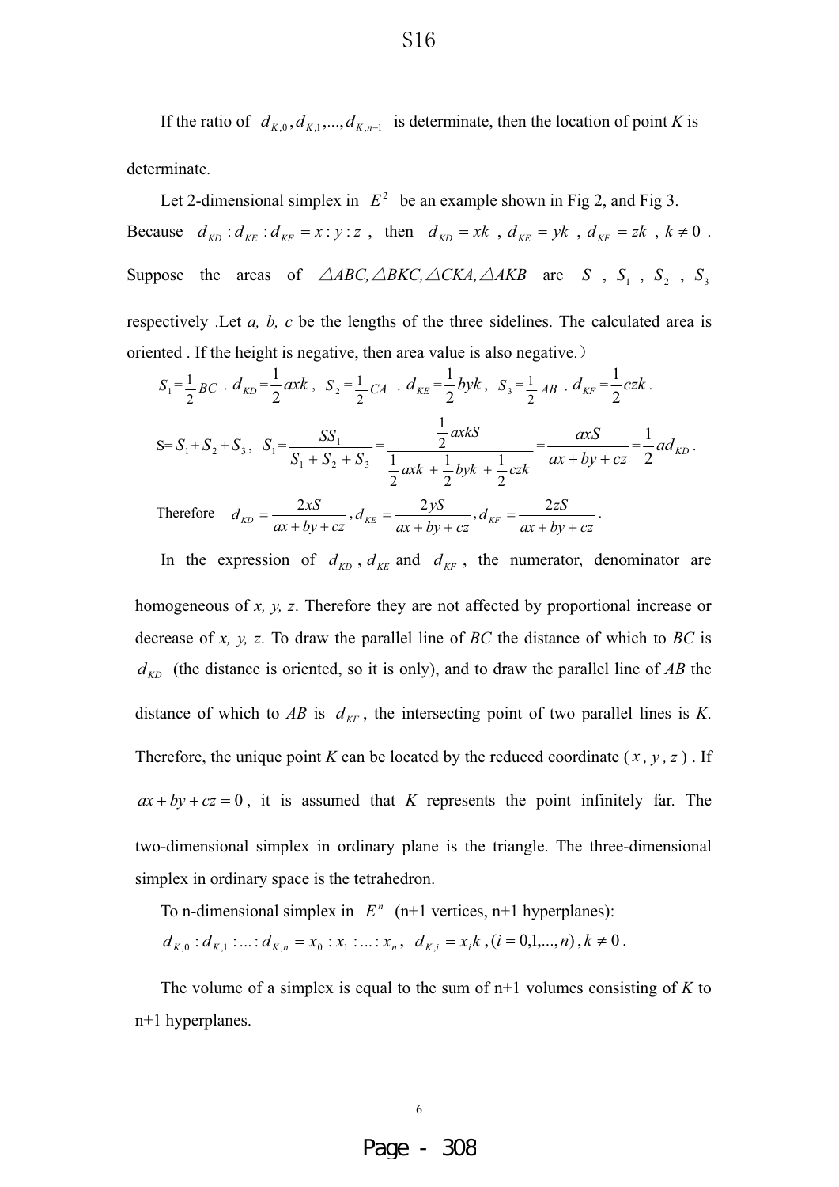If the ratio of $d_{K,0}, d_{K,1}, ..., d_{K,n-1}$ is determinate, then the location of point *K* is determinate.

Let 2-dimensional simplex in $E^2$ be an example shown in Fig 2, and Fig 3. Because $d_{KD} : d_{KE} : d_{KF} = x : y : z$, then $d_{KD} = xk$, $d_{KE} = yk$, $d_{KF} = zk$, $k \neq 0$. Suppose the areas of $\triangle ABC, \triangle BKC, \triangle CKA, \triangle AKB$ are $S$, $S_1$, $S_2$, $S_3$ respectively .Let *a, b, c* be the lengths of the three sidelines. The calculated area is oriented . If the height is negative, then area value is also negative.)

$$S_1 = \frac{1}{2} BC \cdot d_{KD} = \frac{1}{2} axk,\ S_2 = \frac{1}{2} CA \cdot d_{KE} = \frac{1}{2} byk,\ S_3 = \frac{1}{2} AB \cdot d_{KF} = \frac{1}{2} czk.$$

$$S = S_1 + S_2 + S_3,\ S_1 = \frac{SS_1}{S_1 + S_2 + S_3} = \frac{\frac{1}{2} axkS}{\frac{1}{2} axk + \frac{1}{2} byk + \frac{1}{2} czk} = \frac{axS}{ax + by + cz} = \frac{1}{2} ad_{KD}.$$

Therefore $d_{KD} = \dfrac{2xS}{ax + by + cz}, d_{KE} = \dfrac{2yS}{ax + by + cz}, d_{KF} = \dfrac{2zS}{ax + by + cz}$.

In the expression of $d_{KD}$, $d_{KE}$ and $d_{KF}$, the numerator, denominator are homogeneous of *x, y, z*. Therefore they are not affected by proportional increase or decrease of *x, y, z*. To draw the parallel line of *BC* the distance of which to *BC* is $d_{KD}$ (the distance is oriented, so it is only), and to draw the parallel line of *AB* the distance of which to *AB* is $d_{KF}$, the intersecting point of two parallel lines is *K*. Therefore, the unique point *K* can be located by the reduced coordinate $(x, y, z)$ . If $ax + by + cz = 0$, it is assumed that *K* represents the point infinitely far. The two-dimensional simplex in ordinary plane is the triangle. The three-dimensional simplex in ordinary space is the tetrahedron.

To n-dimensional simplex in $E^n$ (n+1 vertices, n+1 hyperplanes):

$d_{K,0} : d_{K,1} : ... : d_{K,n} = x_0 : x_1 : ... : x_n$, $d_{K,i} = x_i k, (i = 0,1,...,n), k \neq 0$.

The volume of a simplex is equal to the sum of n+1 volumes consisting of *K* to n+1 hyperplanes.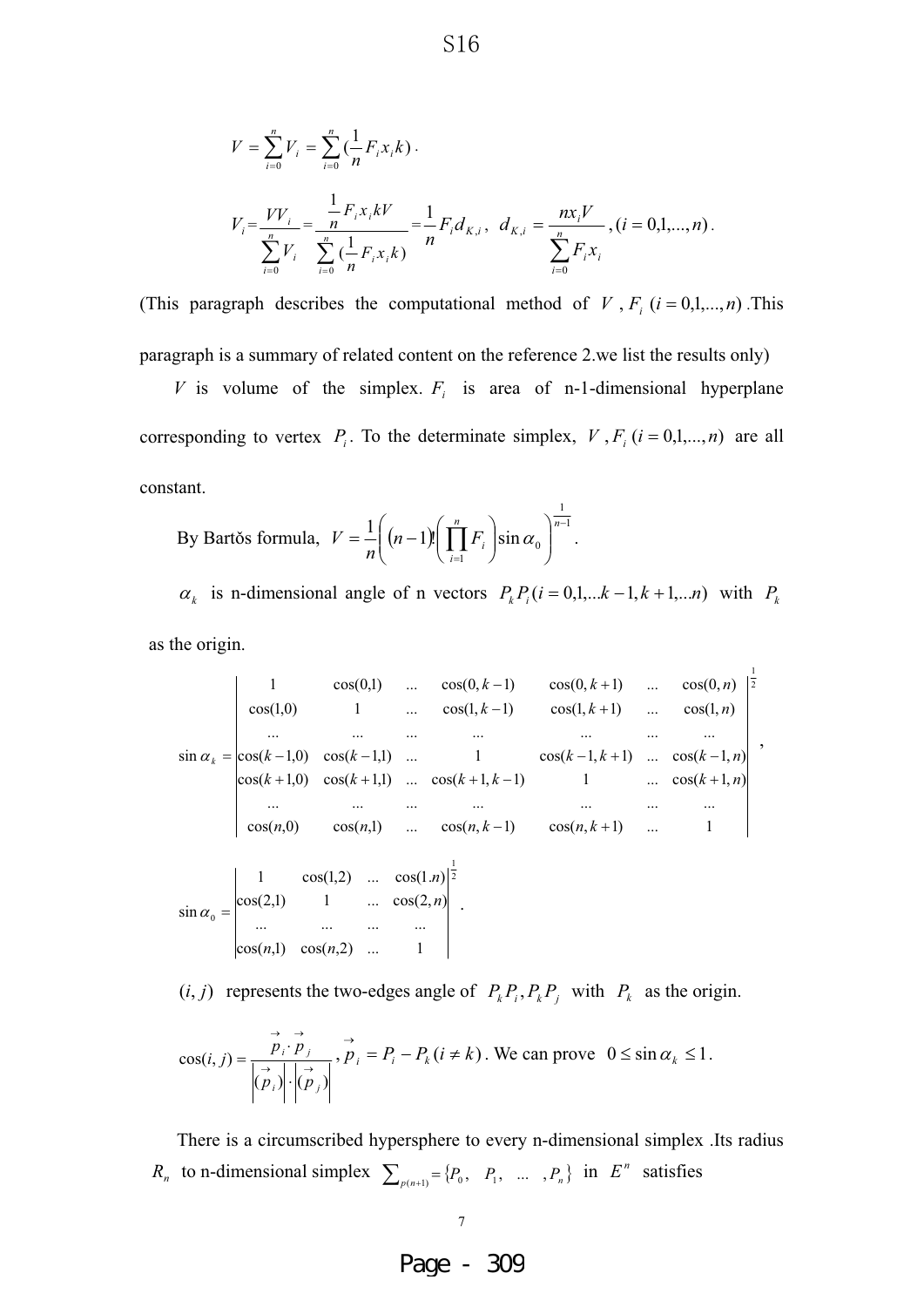$$V = \sum_{i=0}^{n} V_i = \sum_{i=0}^{n} (\frac{1}{n} F_i x_i k) .$$

$$V_i = \frac{VV_i}{\sum_{i=0}^{n} V_i} = \frac{\frac{1}{n} F_i x_i kV}{\sum_{i=0}^{n} (\frac{1}{n} F_i x_i k)} = \frac{1}{n} F_i d_{K,i} ,\ d_{K,i} = \frac{nx_i V}{\sum_{i=0}^{n} F_i x_i} , (i = 0,1,...,n) .$$

(This paragraph describes the computational method of $V$ , $F_i$ $(i = 0,1,...,n)$ .This paragraph is a summary of related content on the reference 2.we list the results only)

$V$ is volume of the simplex. $F_i$ is area of n-1-dimensional hyperplane corresponding to vertex $P_i$. To the determinate simplex, $V$ , $F_i$ $(i = 0,1,...,n)$ are all constant.

By Bartŏs formula, $V = \frac{1}{n}\left( (n-1)! \left( \prod_{i=1}^{n} F_i \right) \sin \alpha_0 \right)^{\frac{1}{n-1}}$ .

$\alpha_k$ is n-dimensional angle of n vectors $P_k P_i (i = 0,1,...k-1, k+1,...n)$ with $P_k$ as the origin.

$$\sin \alpha_k = \begin{vmatrix} 1 & \cos(0,1) & ... & \cos(0,k-1) & \cos(0,k+1) & ... & \cos(0,n) \\ \cos(1,0) & 1 & ... & \cos(1,k-1) & \cos(1,k+1) & ... & \cos(1,n) \\ ... & ... & ... & ... & ... & ... & ... \\ \cos(k-1,0) & \cos(k-1,1) & ... & 1 & \cos(k-1,k+1) & ... & \cos(k-1,n) \\ \cos(k+1,0) & \cos(k+1,1) & ... & \cos(k+1,k-1) & 1 & ... & \cos(k+1,n) \\ ... & ... & ... & ... & ... & ... & ... \\ \cos(n,0) & \cos(n,1) & ... & \cos(n,k-1) & \cos(n,k+1) & ... & 1 \end{vmatrix}^{\frac{1}{2}} ,$$

$$\sin \alpha_0 = \begin{vmatrix} 1 & \cos(1,2) & ... & \cos(1.n) \\ \cos(2,1) & 1 & ... & \cos(2,n) \\ ... & ... & ... & ... \\ \cos(n,1) & \cos(n,2) & ... & 1 \end{vmatrix}^{\frac{1}{2}} .$$

$(i, j)$ represents the two-edges angle of $P_k P_i, P_k P_j$ with $P_k$ as the origin.

$\cos(i, j) = \frac{\vec{p}_i \cdot \vec{p}_j}{\left|(\vec{p}_i)\right| \cdot \left|(\vec{p}_j)\right|}$ , $\vec{p}_i = P_i - P_k (i \neq k)$ . We can prove $0 \leq \sin \alpha_k \leq 1$ .

There is a circumscribed hypersphere to every n-dimensional simplex .Its radius $R_n$ to n-dimensional simplex $\sum_{p(n+1)} = \{P_0, \ P_1, \ ... \ , P_n\}$ in $E^n$ satisfies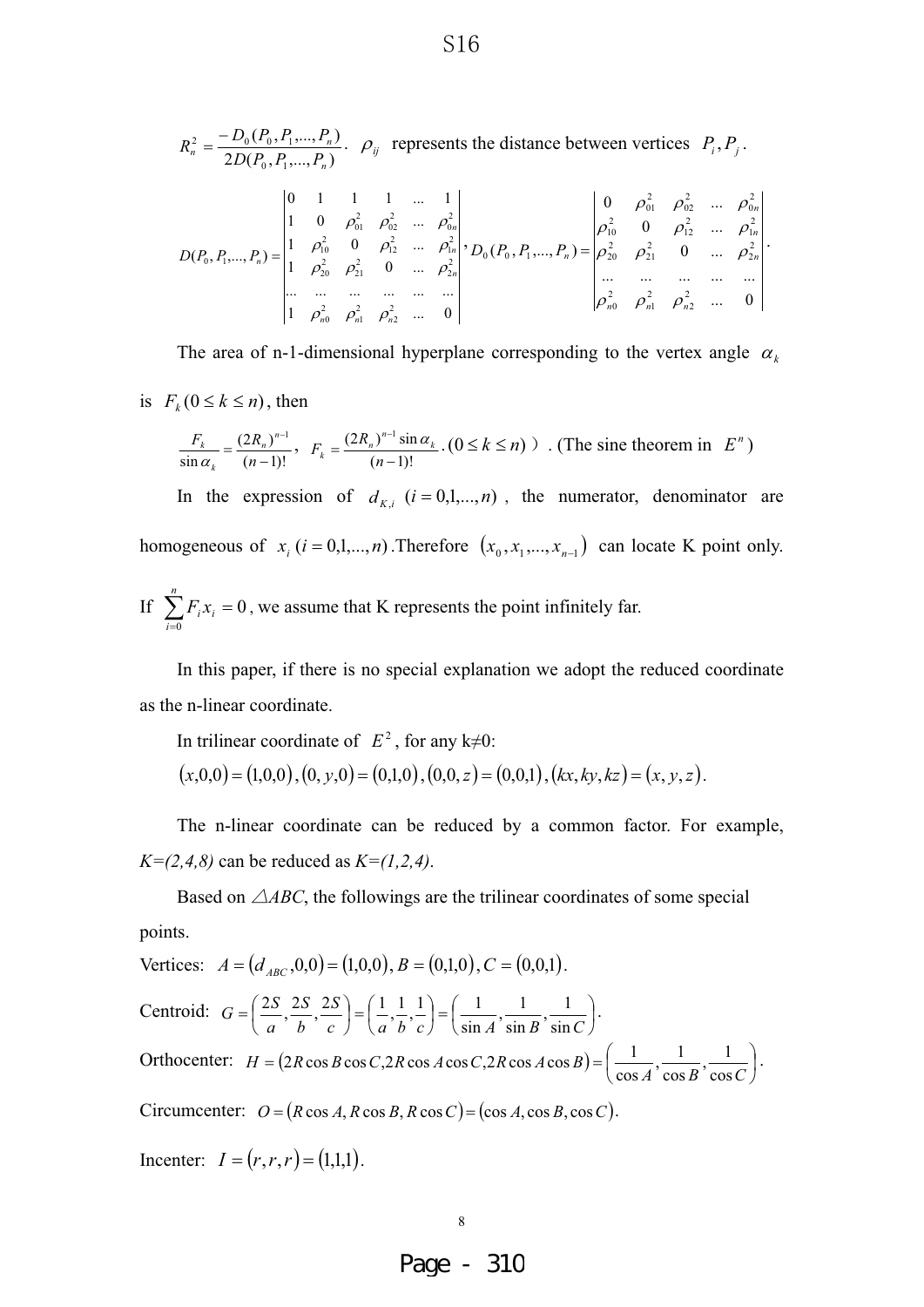$R_n^2 = \dfrac{-D_0(P_0, P_1, ..., P_n)}{2D(P_0, P_1, ..., P_n)}$. $\rho_{ij}$ represents the distance between vertices $P_i, P_j$.

$$D(P_0, P_1, ..., P_n) = \begin{vmatrix} 0 & 1 & 1 & 1 & ... & 1 \\ 1 & 0 & \rho_{01}^2 & \rho_{02}^2 & ... & \rho_{0n}^2 \\ 1 & \rho_{10}^2 & 0 & \rho_{12}^2 & ... & \rho_{1n}^2 \\ 1 & \rho_{20}^2 & \rho_{21}^2 & 0 & ... & \rho_{2n}^2 \\ ... & ... & ... & ... & ... & ... \\ 1 & \rho_{n0}^2 & \rho_{n1}^2 & \rho_{n2}^2 & ... & 0 \end{vmatrix}, D_0(P_0, P_1, ..., P_n) = \begin{vmatrix} 0 & \rho_{01}^2 & \rho_{02}^2 & ... & \rho_{0n}^2 \\ \rho_{10}^2 & 0 & \rho_{12}^2 & ... & \rho_{1n}^2 \\ \rho_{20}^2 & \rho_{21}^2 & 0 & ... & \rho_{2n}^2 \\ ... & ... & ... & ... & ... \\ \rho_{n0}^2 & \rho_{n1}^2 & \rho_{n2}^2 & ... & 0 \end{vmatrix}.$$

The area of n-1-dimensional hyperplane corresponding to the vertex angle $\alpha_k$ is $F_k\,(0 \le k \le n)$, then

$\dfrac{F_k}{\sin\alpha_k} = \dfrac{(2R_n)^{n-1}}{(n-1)!}$, $F_k = \dfrac{(2R_n)^{n-1}\sin\alpha_k}{(n-1)!}.(0 \le k \le n)$ ). (The sine theorem in $E^n$)

In the expression of $d_{K,i}\ (i = 0,1,...,n)$, the numerator, denominator are homogeneous of $x_i\ (i = 0,1,...,n)$. Therefore $(x_0, x_1, ..., x_{n-1})$ can locate K point only. If $\sum_{i=0}^{n} F_i x_i = 0$, we assume that K represents the point infinitely far.

In this paper, if there is no special explanation we adopt the reduced coordinate as the n-linear coordinate.

In trilinear coordinate of $E^2$, for any k≠0:

$(x,0,0) = (1,0,0), (0, y, 0) = (0,1,0), (0,0,z) = (0,0,1), (kx, ky, kz) = (x, y, z)$.

The n-linear coordinate can be reduced by a common factor. For example, *K=(2,4,8)* can be reduced as *K=(1,2,4)*.

Based on △*ABC*, the followings are the trilinear coordinates of some special points.

Vertices: $A = (d_{ABC}, 0, 0) = (1,0,0), B = (0,1,0), C = (0,0,1)$.

Centroid: $G = \left(\dfrac{2S}{a}, \dfrac{2S}{b}, \dfrac{2S}{c}\right) = \left(\dfrac{1}{a}, \dfrac{1}{b}, \dfrac{1}{c}\right) = \left(\dfrac{1}{\sin A}, \dfrac{1}{\sin B}, \dfrac{1}{\sin C}\right)$.

Orthocenter: $H = (2R\cos B\cos C, 2R\cos A\cos C, 2R\cos A\cos B) = \left(\dfrac{1}{\cos A}, \dfrac{1}{\cos B}, \dfrac{1}{\cos C}\right)$.

Circumcenter: $O = (R\cos A, R\cos B, R\cos C) = (\cos A, \cos B, \cos C)$.

Incenter: $I = (r, r, r) = (1,1,1)$.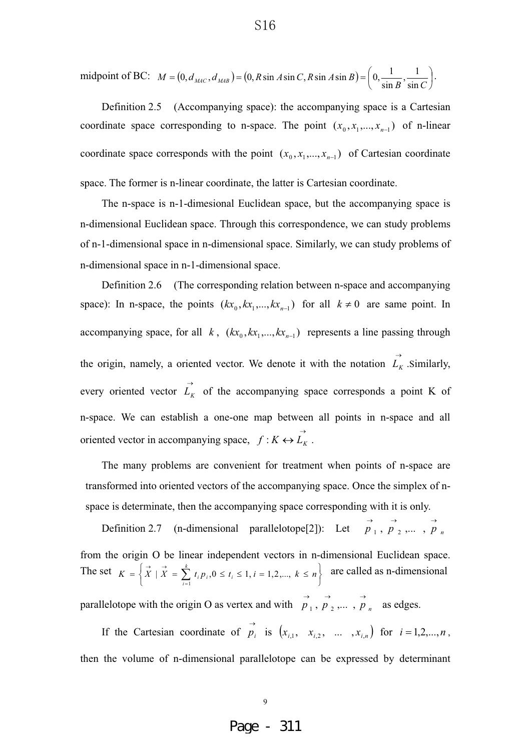midpoint of BC: $M = (0, d_{MAC}, d_{MAB}) = (0, R\sin A \sin C, R\sin A \sin B) = \left(0, \frac{1}{\sin B}, \frac{1}{\sin C}\right)$.

Definition 2.5 (Accompanying space): the accompanying space is a Cartesian coordinate space corresponding to n-space. The point $(x_0, x_1, ..., x_{n-1})$ of n-linear coordinate space corresponds with the point $(x_0, x_1, ..., x_{n-1})$ of Cartesian coordinate space. The former is n-linear coordinate, the latter is Cartesian coordinate.

The n-space is n-1-dimesional Euclidean space, but the accompanying space is n-dimensional Euclidean space. Through this correspondence, we can study problems of n-1-dimensional space in n-dimensional space. Similarly, we can study problems of n-dimensional space in n-1-dimensional space.

Definition 2.6 (The corresponding relation between n-space and accompanying space): In n-space, the points $(kx_0, kx_1, ..., kx_{n-1})$ for all $k \neq 0$ are same point. In accompanying space, for all $k$, $(kx_0, kx_1, ..., kx_{n-1})$ represents a line passing through the origin, namely, a oriented vector. We denote it with the notation $\vec{L}_K$. Similarly, every oriented vector $\vec{L}_K$ of the accompanying space corresponds a point K of n-space. We can establish a one-one map between all points in n-space and all oriented vector in accompanying space, $f : K \leftrightarrow \vec{L}_K$.

The many problems are convenient for treatment when points of n-space are transformed into oriented vectors of the accompanying space. Once the simplex of n-space is determinate, then the accompanying space corresponding with it is only.

Definition 2.7 (n-dimensional parallelotope[2]): Let $\vec{p}_1, \vec{p}_2, ..., \vec{p}_n$ from the origin O be linear independent vectors in n-dimensional Euclidean space. The set $K = \left\{ \vec{X} \mid \vec{X} = \sum_{i=1}^{k} t_i p_i, 0 \leq t_i \leq 1, i = 1, 2, ..., k \leq n \right\}$ are called as n-dimensional parallelotope with the origin O as vertex and with $\vec{p}_1, \vec{p}_2, ..., \vec{p}_n$ as edges.

If the Cartesian coordinate of $\vec{p}_i$ is $(x_{i,1}, x_{i,2}, ..., x_{i,n})$ for $i = 1, 2, ..., n$, then the volume of n-dimensional parallelotope can be expressed by determinant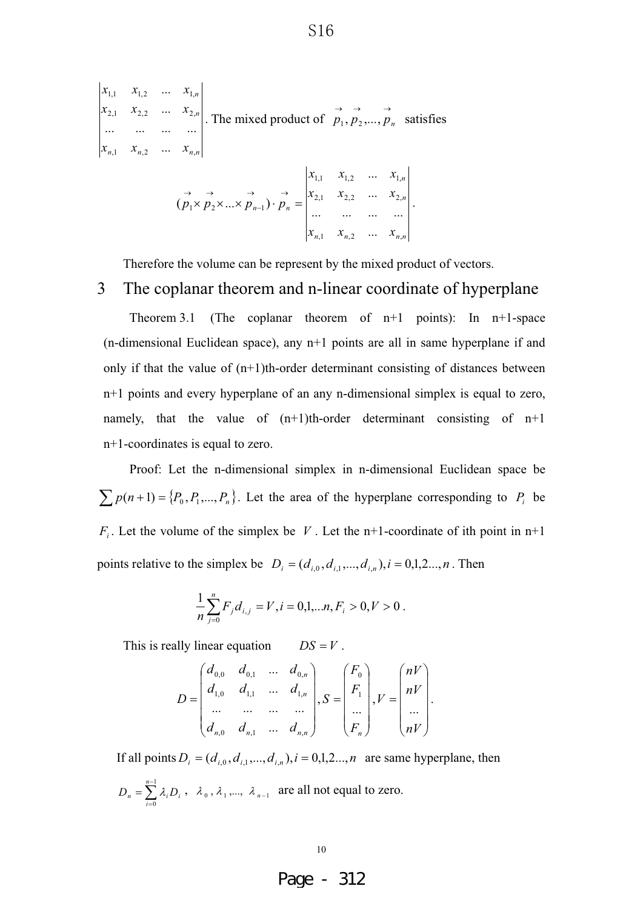$$\begin{vmatrix} x_{1,1} & x_{1,2} & ... & x_{1,n} \\ x_{2,1} & x_{2,2} & ... & x_{2,n} \\ ... & ... & ... & ... \\ x_{n,1} & x_{n,2} & ... & x_{n,n} \end{vmatrix}$$

. The mixed product of $\vec{p}_1, \vec{p}_2, ..., \vec{p}_n$ satisfies

$$(\vec{p}_1 \times \vec{p}_2 \times ... \times \vec{p}_{n-1}) \cdot \vec{p}_n = \begin{vmatrix} x_{1,1} & x_{1,2} & ... & x_{1,n} \\ x_{2,1} & x_{2,2} & ... & x_{2,n} \\ ... & ... & ... & ... \\ x_{n,1} & x_{n,2} & ... & x_{n,n} \end{vmatrix}.$$

Therefore the volume can be represent by the mixed product of vectors.

# 3 The coplanar theorem and n-linear coordinate of hyperplane

Theorem 3.1 (The coplanar theorem of n+1 points): In n+1-space (n-dimensional Euclidean space), any n+1 points are all in same hyperplane if and only if that the value of (n+1)th-order determinant consisting of distances between n+1 points and every hyperplane of an any n-dimensional simplex is equal to zero, namely, that the value of (n+1)th-order determinant consisting of n+1 n+1-coordinates is equal to zero.

Proof: Let the n-dimensional simplex in n-dimensional Euclidean space be $\sum p(n+1) = \{P_0, P_1, ..., P_n\}$. Let the area of the hyperplane corresponding to $P_i$ be $F_i$. Let the volume of the simplex be $V$. Let the n+1-coordinate of ith point in n+1 points relative to the simplex be $D_i = (d_{i,0}, d_{i,1}, ..., d_{i,n}), i = 0,1,2..., n$. Then

$$\frac{1}{n}\sum_{j=0}^{n} F_j d_{i,j} = V, i = 0,1,...n, F_i > 0, V > 0.$$

This is really linear equation $DS = V$.

$$D = \begin{pmatrix} d_{0,0} & d_{0,1} & ... & d_{0,n} \\ d_{1,0} & d_{1,1} & ... & d_{1,n} \\ ... & ... & ... & ... \\ d_{n,0} & d_{n,1} & ... & d_{n,n} \end{pmatrix}, S = \begin{pmatrix} F_0 \\ F_1 \\ ... \\ F_n \end{pmatrix}, V = \begin{pmatrix} nV \\ nV \\ ... \\ nV \end{pmatrix}.$$

If all points $D_i = (d_{i,0}, d_{i,1}, ..., d_{i,n}), i = 0,1,2..., n$ are same hyperplane, then $D_n = \sum_{i=0}^{n-1} \lambda_i D_i$, $\lambda_0, \lambda_1, ..., \lambda_{n-1}$ are all not equal to zero.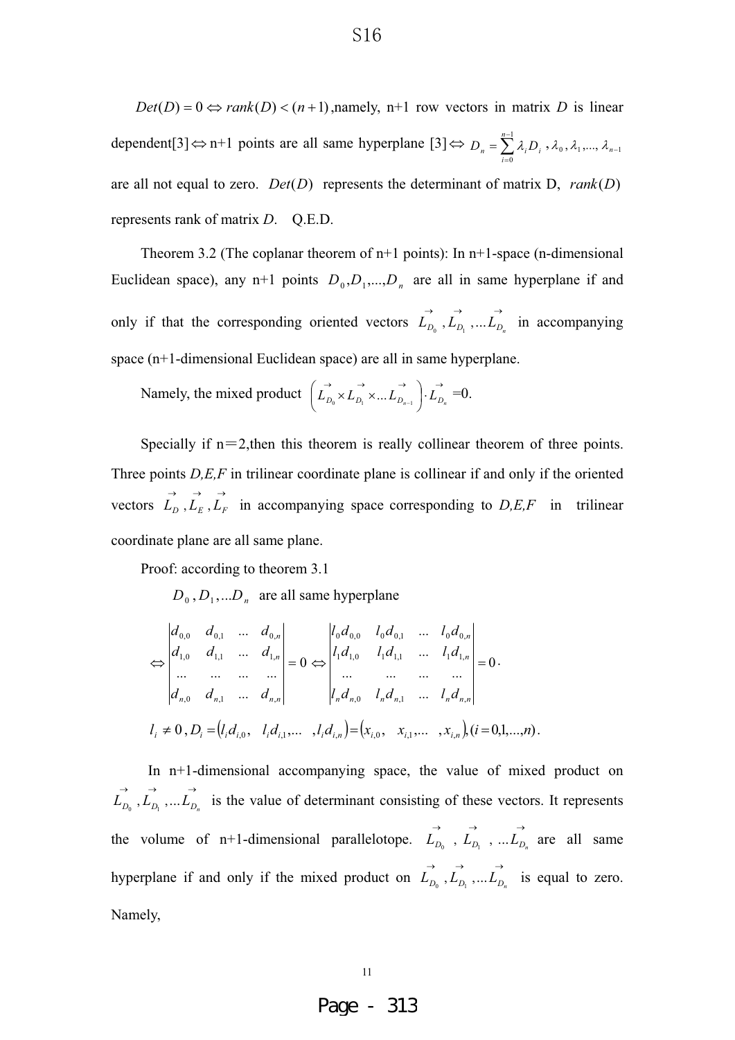$Det(D)=0 \Leftrightarrow rank(D)<(n+1)$,namely, n+1 row vectors in matrix $D$ is linear dependent[3] $\Leftrightarrow$ n+1 points are all same hyperplane [3] $\Leftrightarrow$ $D_n=\sum_{i=0}^{n-1}\lambda_i D_i$ , $\lambda_0,\lambda_1,...,\lambda_{n-1}$ are all not equal to zero. $Det(D)$ represents the determinant of matrix D, $rank(D)$ represents rank of matrix $D$. Q.E.D.

Theorem 3.2 (The coplanar theorem of n+1 points): In n+1-space (n-dimensional Euclidean space), any n+1 points $D_0,D_1,...,D_n$ are all in same hyperplane if and only if that the corresponding oriented vectors $\vec{L}_{D_0},\vec{L}_{D_1},...\vec{L}_{D_n}$ in accompanying space (n+1-dimensional Euclidean space) are all in same hyperplane.

Namely, the mixed product $\left(\vec{L}_{D_0}\times\vec{L}_{D_1}\times...\vec{L}_{D_{n-1}}\right)\cdot\vec{L}_{D_n}$ =0.

Specially if n=2,then this theorem is really collinear theorem of three points. Three points $D,E,F$ in trilinear coordinate plane is collinear if and only if the oriented vectors $\vec{L}_D,\vec{L}_E,\vec{L}_F$ in accompanying space corresponding to $D,E,F$ in trilinear coordinate plane are all same plane.

Proof: according to theorem 3.1

$D_0,D_1,...D_n$ are all same hyperplane

$$\Leftrightarrow \begin{vmatrix} d_{0,0} & d_{0,1} & ... & d_{0,n} \\ d_{1,0} & d_{1,1} & ... & d_{1,n} \\ ... & ... & ... & ... \\ d_{n,0} & d_{n,1} & ... & d_{n,n} \end{vmatrix}=0 \Leftrightarrow \begin{vmatrix} l_0 d_{0,0} & l_0 d_{0,1} & ... & l_0 d_{0,n} \\ l_1 d_{1,0} & l_1 d_{1,1} & ... & l_1 d_{1,n} \\ ... & ... & ... & ... \\ l_n d_{n,0} & l_n d_{n,1} & ... & l_n d_{n,n} \end{vmatrix}=0 .$$

$l_i \neq 0$, $D_i=\left(l_i d_{i,0},\ l_i d_{i,1},...\ ,l_i d_{i,n}\right)=\left(x_{i,0},\ x_{i,1},...\ ,x_{i,n}\right),(i=0,1,...,n)$.

In n+1-dimensional accompanying space, the value of mixed product on $\vec{L}_{D_0},\vec{L}_{D_1},...\vec{L}_{D_n}$ is the value of determinant consisting of these vectors. It represents the volume of n+1-dimensional parallelotope. $\vec{L}_{D_0}$ , $\vec{L}_{D_1}$ , $...\vec{L}_{D_n}$ are all same hyperplane if and only if the mixed product on $\vec{L}_{D_0},\vec{L}_{D_1},...\vec{L}_{D_n}$ is equal to zero. Namely,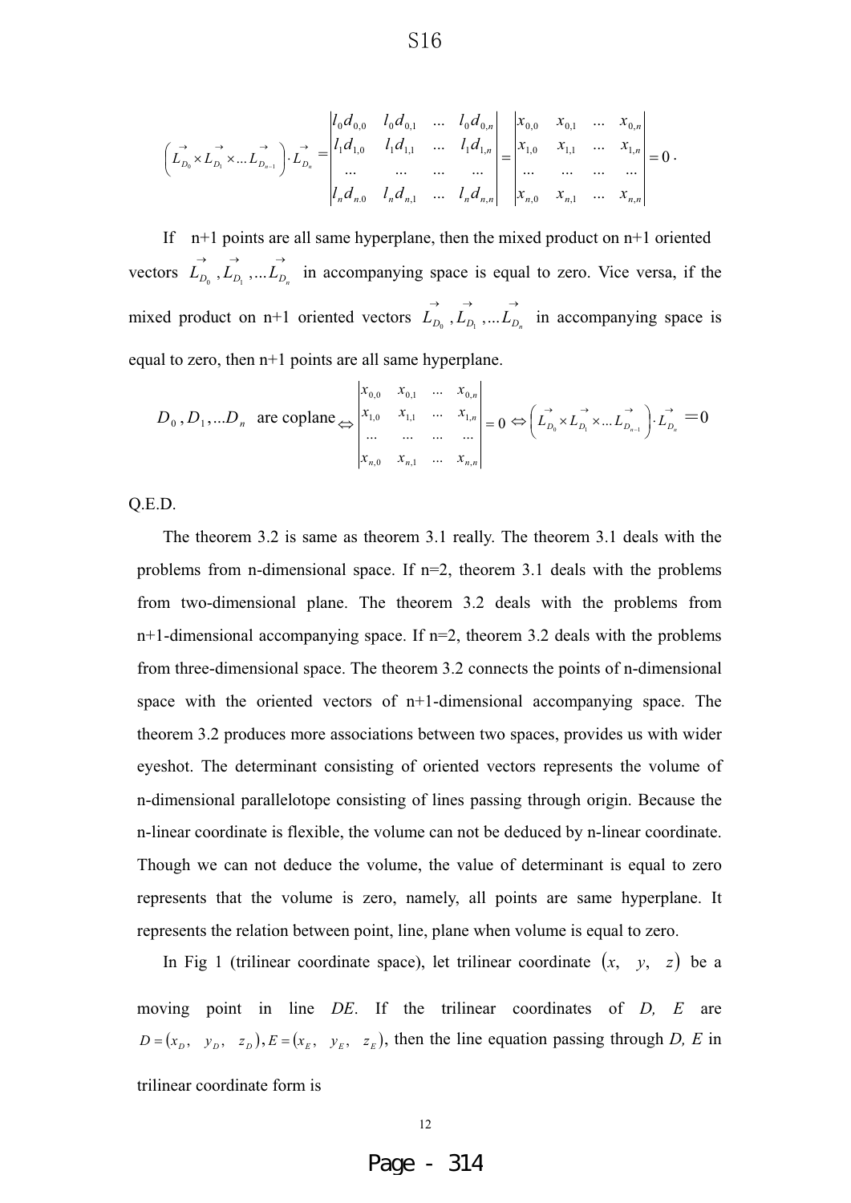$$\left(\vec{L}_{D_0} \times \vec{L}_{D_1} \times \ldots \vec{L}_{D_{n-1}}\right) \cdot \vec{L}_{D_n} = \begin{vmatrix} l_0 d_{0,0} & l_0 d_{0,1} & \ldots & l_0 d_{0,n} \\ l_1 d_{1,0} & l_1 d_{1,1} & \ldots & l_1 d_{1,n} \\ \ldots & \ldots & \ldots & \ldots \\ l_n d_{n,0} & l_n d_{n,1} & \ldots & l_n d_{n,n} \end{vmatrix} = \begin{vmatrix} x_{0,0} & x_{0,1} & \ldots & x_{0,n} \\ x_{1,0} & x_{1,1} & \ldots & x_{1,n} \\ \ldots & \ldots & \ldots & \ldots \\ x_{n,0} & x_{n,1} & \ldots & x_{n,n} \end{vmatrix} = 0 \cdot$$

If n+1 points are all same hyperplane, then the mixed product on n+1 oriented vectors $\vec{L}_{D_0}, \vec{L}_{D_1}, \ldots \vec{L}_{D_n}$ in accompanying space is equal to zero. Vice versa, if the mixed product on n+1 oriented vectors $\vec{L}_{D_0}, \vec{L}_{D_1}, \ldots \vec{L}_{D_n}$ in accompanying space is equal to zero, then n+1 points are all same hyperplane.

$$D_0, D_1, \ldots D_n \text{ are coplane} \Leftrightarrow \begin{vmatrix} x_{0,0} & x_{0,1} & \ldots & x_{0,n} \\ x_{1,0} & x_{1,1} & \ldots & x_{1,n} \\ \ldots & \ldots & \ldots & \ldots \\ x_{n,0} & x_{n,1} & \ldots & x_{n,n} \end{vmatrix} = 0 \Leftrightarrow \left(\vec{L}_{D_0} \times \vec{L}_{D_1} \times \ldots \vec{L}_{D_{n-1}}\right) \cdot \vec{L}_{D_n} = 0$$

Q.E.D.

The theorem 3.2 is same as theorem 3.1 really. The theorem 3.1 deals with the problems from n-dimensional space. If n=2, theorem 3.1 deals with the problems from two-dimensional plane. The theorem 3.2 deals with the problems from n+1-dimensional accompanying space. If n=2, theorem 3.2 deals with the problems from three-dimensional space. The theorem 3.2 connects the points of n-dimensional space with the oriented vectors of n+1-dimensional accompanying space. The theorem 3.2 produces more associations between two spaces, provides us with wider eyeshot. The determinant consisting of oriented vectors represents the volume of n-dimensional parallelotope consisting of lines passing through origin. Because the n-linear coordinate is flexible, the volume can not be deduced by n-linear coordinate. Though we can not deduce the volume, the value of determinant is equal to zero represents that the volume is zero, namely, all points are same hyperplane. It represents the relation between point, line, plane when volume is equal to zero.

In Fig 1 (trilinear coordinate space), let trilinear coordinate $(x, \ y, \ z)$ be a moving point in line *DE*. If the trilinear coordinates of *D, E* are $D = (x_D, \ y_D, \ z_D), E = (x_E, \ y_E, \ z_E)$, then the line equation passing through *D, E* in trilinear coordinate form is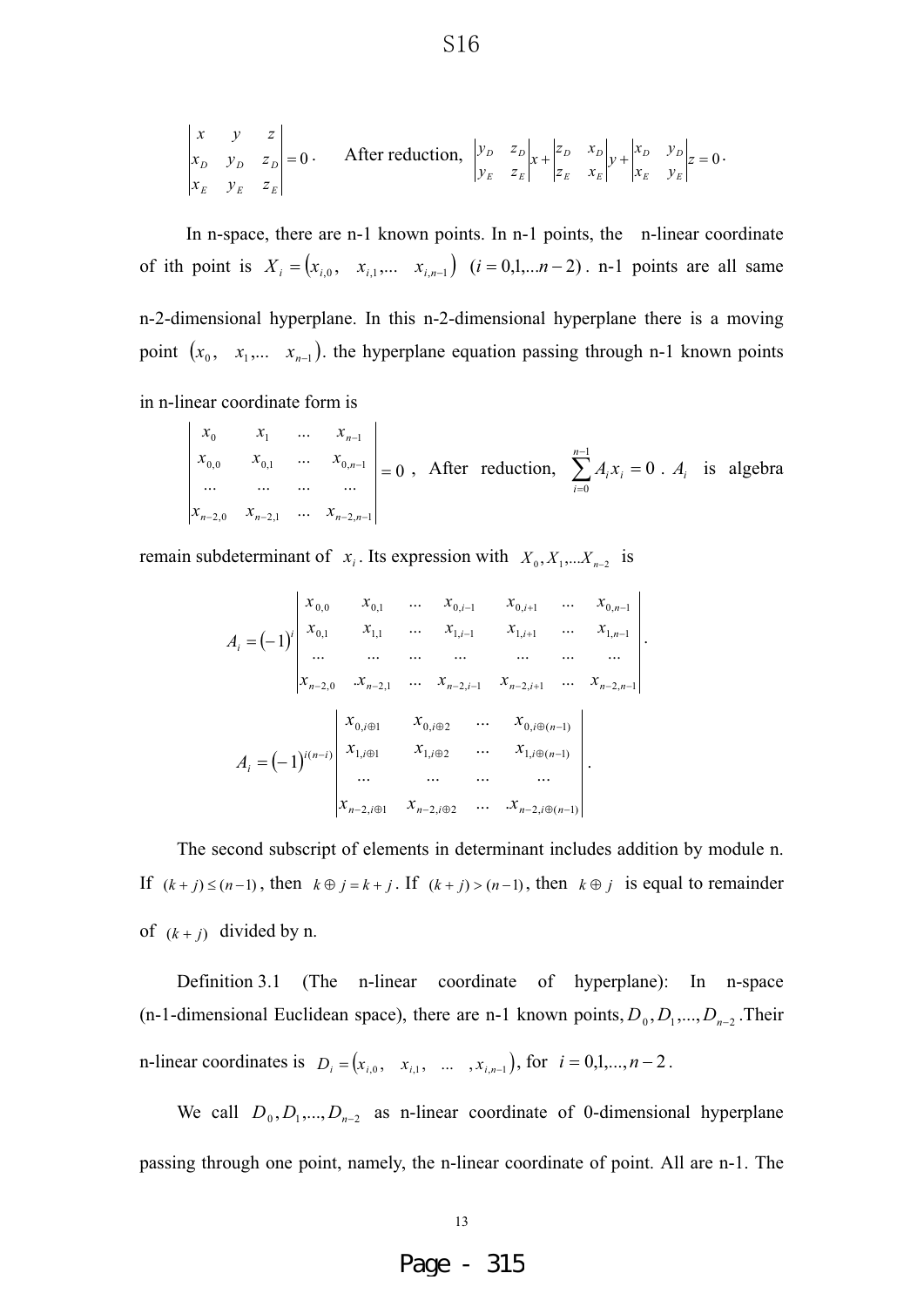$$\begin{vmatrix} x & y & z \\ x_D & y_D & z_D \\ x_E & y_E & z_E \end{vmatrix} = 0 . \quad \text{After reduction, } \begin{vmatrix} y_D & z_D \\ y_E & z_E \end{vmatrix} x + \begin{vmatrix} z_D & x_D \\ z_E & x_E \end{vmatrix} y + \begin{vmatrix} x_D & y_D \\ x_E & y_E \end{vmatrix} z = 0 .$$

In n-space, there are n-1 known points. In n-1 points, the n-linear coordinate of ith point is $X_i = (x_{i,0}, \ x_{i,1}, ... \ x_{i,n-1}) \ (i = 0,1,...n-2)$. n-1 points are all same n-2-dimensional hyperplane. In this n-2-dimensional hyperplane there is a moving point $(x_0, \ x_1, ... \ x_{n-1})$. the hyperplane equation passing through n-1 known points in n-linear coordinate form is

$$\begin{vmatrix} x_0 & x_1 & ... & x_{n-1} \\ x_{0,0} & x_{0,1} & ... & x_{0,n-1} \\ ... & ... & ... & ... \\ x_{n-2,0} & x_{n-2,1} & ... & x_{n-2,n-1} \end{vmatrix} = 0 , \text{ After reduction, } \sum_{i=0}^{n-1} A_i x_i = 0 .$$

$A_i$ is algebra remain subdeterminant of $x_i$. Its expression with $X_0, X_1, ... X_{n-2}$ is

$$A_i = (-1)^i \begin{vmatrix} x_{0,0} & x_{0,1} & ... & x_{0,i-1} & x_{0,i+1} & ... & x_{0,n-1} \\ x_{0,1} & x_{1,1} & ... & x_{1,i-1} & x_{1,i+1} & ... & x_{1,n-1} \\ ... & ... & ... & ... & ... & ... & ... \\ x_{n-2,0} & x_{n-2,1} & ... & x_{n-2,i-1} & x_{n-2,i+1} & ... & x_{n-2,n-1} \end{vmatrix} .$$

$$A_i = (-1)^{i(n-i)} \begin{vmatrix} x_{0,i\oplus1} & x_{0,i\oplus2} & ... & x_{0,i\oplus(n-1)} \\ x_{1,i\oplus1} & x_{1,i\oplus2} & ... & x_{1,i\oplus(n-1)} \\ ... & ... & ... & ... \\ x_{n-2,i\oplus1} & x_{n-2,i\oplus2} & ... & x_{n-2,i\oplus(n-1)} \end{vmatrix} .$$

The second subscript of elements in determinant includes addition by module n. If $(k+j) \le (n-1)$, then $k \oplus j = k + j$. If $(k+j) > (n-1)$, then $k \oplus j$ is equal to remainder of $(k+j)$ divided by n.

Definition 3.1 (The n-linear coordinate of hyperplane): In n-space (n-1-dimensional Euclidean space), there are n-1 known points, $D_0, D_1, ..., D_{n-2}$. Their n-linear coordinates is $D_i = (x_{i,0}, \ x_{i,1}, \ ... \ , x_{i,n-1})$, for $i = 0,1,...,n-2$.

We call $D_0, D_1, ..., D_{n-2}$ as n-linear coordinate of 0-dimensional hyperplane passing through one point, namely, the n-linear coordinate of point. All are n-1. The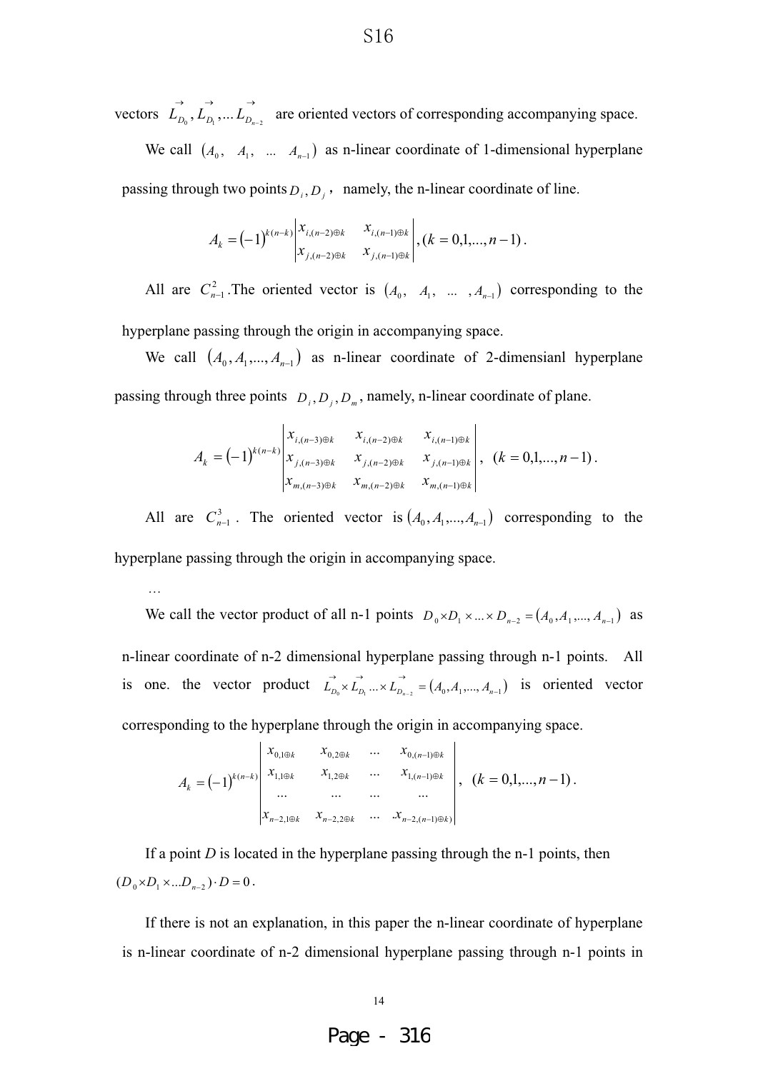vectors $\vec{L}_{D_0}, \vec{L}_{D_1}, \ldots \vec{L}_{D_{n-2}}$ are oriented vectors of corresponding accompanying space.

We call $(A_0, \ A_1, \ \ldots \ A_{n-1})$ as n-linear coordinate of 1-dimensional hyperplane passing through two points $D_i, D_j$, namely, the n-linear coordinate of line.

$$A_k = (-1)^{k(n-k)} \begin{vmatrix} x_{i,(n-2)\oplus k} & x_{i,(n-1)\oplus k} \\ x_{j,(n-2)\oplus k} & x_{j,(n-1)\oplus k} \end{vmatrix}, (k = 0,1,\ldots,n-1).$$

All are $C_{n-1}^2$. The oriented vector is $(A_0, \ A_1, \ \ldots \ , A_{n-1})$ corresponding to the hyperplane passing through the origin in accompanying space.

We call $(A_0, A_1, \ldots, A_{n-1})$ as n-linear coordinate of 2-dimensianl hyperplane passing through three points $D_i, D_j, D_m$, namely, n-linear coordinate of plane.

$$A_k = (-1)^{k(n-k)} \begin{vmatrix} x_{i,(n-3)\oplus k} & x_{i,(n-2)\oplus k} & x_{i,(n-1)\oplus k} \\ x_{j,(n-3)\oplus k} & x_{j,(n-2)\oplus k} & x_{j,(n-1)\oplus k} \\ x_{m,(n-3)\oplus k} & x_{m,(n-2)\oplus k} & x_{m,(n-1)\oplus k} \end{vmatrix}, \ (k = 0,1,\ldots,n-1).$$

All are $C_{n-1}^3$. The oriented vector is $(A_0, A_1, \ldots, A_{n-1})$ corresponding to the hyperplane passing through the origin in accompanying space.

…

We call the vector product of all n-1 points $D_0 \times D_1 \times \ldots \times D_{n-2} = (A_0, A_1, \ldots, A_{n-1})$ as n-linear coordinate of n-2 dimensional hyperplane passing through n-1 points. All is one. the vector product $\vec{L}_{D_0} \times \vec{L}_{D_1} \ldots \times \vec{L}_{D_{n-2}} = (A_0, A_1, \ldots, A_{n-1})$ is oriented vector corresponding to the hyperplane through the origin in accompanying space.

$$A_k = (-1)^{k(n-k)} \begin{vmatrix} x_{0,1\oplus k} & x_{0,2\oplus k} & \ldots & x_{0,(n-1)\oplus k} \\ x_{1,1\oplus k} & x_{1,2\oplus k} & \ldots & x_{1,(n-1)\oplus k} \\ \ldots & \ldots & \ldots & \ldots \\ x_{n-2,1\oplus k} & x_{n-2,2\oplus k} & \ldots & x_{n-2,(n-1)\oplus k)} \end{vmatrix}, \ (k = 0,1,\ldots,n-1).$$

If a point $D$ is located in the hyperplane passing through the n-1 points, then $(D_0 \times D_1 \times \ldots D_{n-2}) \cdot D = 0$.

If there is not an explanation, in this paper the n-linear coordinate of hyperplane is n-linear coordinate of n-2 dimensional hyperplane passing through n-1 points in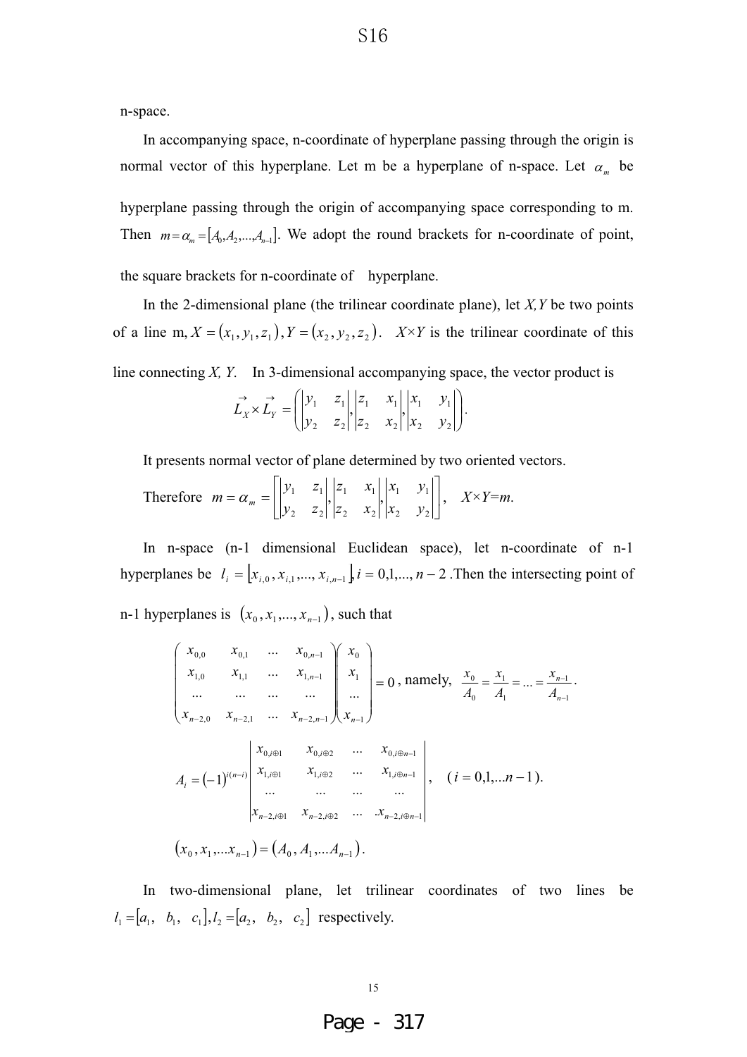n-space.

In accompanying space, n-coordinate of hyperplane passing through the origin is normal vector of this hyperplane. Let m be a hyperplane of n-space. Let $\alpha_m$ be hyperplane passing through the origin of accompanying space corresponding to m. Then $m = \alpha_m = [A_0, A_2, ..., A_{n-1}]$. We adopt the round brackets for n-coordinate of point, the square brackets for n-coordinate of hyperplane.

In the 2-dimensional plane (the trilinear coordinate plane), let *X,Y* be two points of a line m, $X = (x_1, y_1, z_1), Y = (x_2, y_2, z_2)$. *X×Y* is the trilinear coordinate of this line connecting *X, Y*. In 3-dimensional accompanying space, the vector product is

$$\vec{L}_X \times \vec{L}_Y = \left( \begin{vmatrix} y_1 & z_1 \\ y_2 & z_2 \end{vmatrix}, \begin{vmatrix} z_1 & x_1 \\ z_2 & x_2 \end{vmatrix}, \begin{vmatrix} x_1 & y_1 \\ x_2 & y_2 \end{vmatrix} \right).$$

It presents normal vector of plane determined by two oriented vectors.

Therefore $m = \alpha_m = \left[ \begin{vmatrix} y_1 & z_1 \\ y_2 & z_2 \end{vmatrix}, \begin{vmatrix} z_1 & x_1 \\ z_2 & x_2 \end{vmatrix}, \begin{vmatrix} x_1 & y_1 \\ x_2 & y_2 \end{vmatrix} \right]$, *X×Y=m*.

In n-space (n-1 dimensional Euclidean space), let n-coordinate of n-1 hyperplanes be $l_i = [x_{i,0}, x_{i,1}, ..., x_{i,n-1}], i = 0,1,..., n-2$. Then the intersecting point of n-1 hyperplanes is $(x_0, x_1, ..., x_{n-1})$, such that

$$\begin{pmatrix} x_{0,0} & x_{0,1} & ... & x_{0,n-1} \\ x_{1,0} & x_{1,1} & ... & x_{1,n-1} \\ ... & ... & ... & ... \\ x_{n-2,0} & x_{n-2,1} & ... & x_{n-2,n-1} \end{pmatrix} \begin{pmatrix} x_0 \\ x_1 \\ ... \\ x_{n-1} \end{pmatrix} = 0 \text{, namely, } \frac{x_0}{A_0} = \frac{x_1}{A_1} = ... = \frac{x_{n-1}}{A_{n-1}}.$$

$$A_i = (-1)^{i(n-i)} \begin{vmatrix} x_{0,i\oplus 1} & x_{0,i\oplus 2} & ... & x_{0,i\oplus n-1} \\ x_{1,i\oplus 1} & x_{1,i\oplus 2} & ... & x_{1,i\oplus n-1} \\ ... & ... & ... & ... \\ x_{n-2,i\oplus 1} & x_{n-2,i\oplus 2} & ... & .x_{n-2,i\oplus n-1} \end{vmatrix}, \quad (i = 0,1,...n-1).$$

$$(x_0, x_1, ...x_{n-1}) = (A_0, A_1, ...A_{n-1}).$$

In two-dimensional plane, let trilinear coordinates of two lines be $l_1 = [a_1, \ b_1, \ c_1], l_2 = [a_2, \ b_2, \ c_2]$ respectively.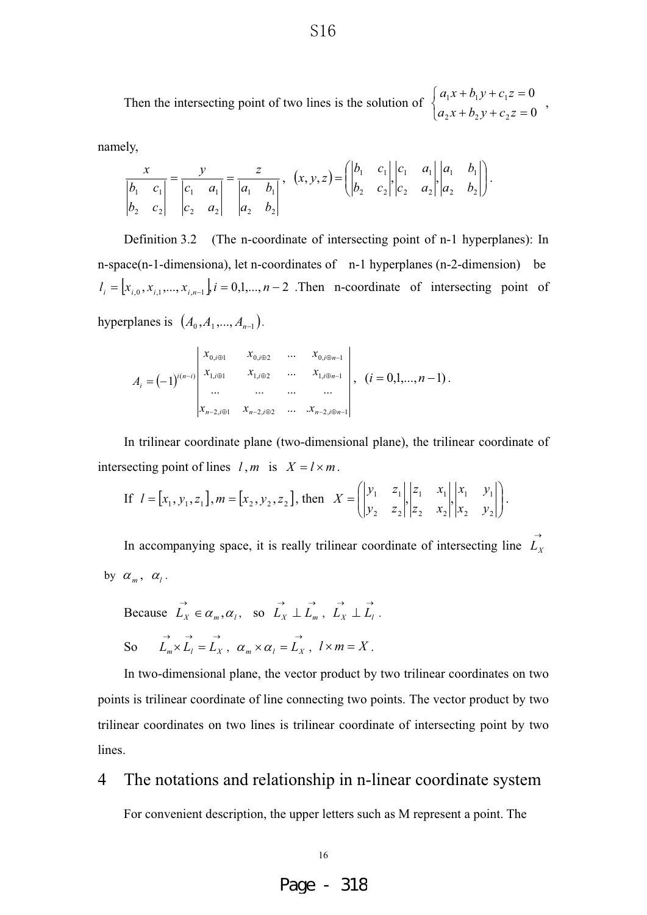Then the intersecting point of two lines is the solution of $\begin{cases} a_1x+b_1y+c_1z=0 \\ a_2x+b_2y+c_2z=0 \end{cases}$,

namely,

$$\frac{x}{\begin{vmatrix} b_1 & c_1 \\ b_2 & c_2 \end{vmatrix}}=\frac{y}{\begin{vmatrix} c_1 & a_1 \\ c_2 & a_2 \end{vmatrix}}=\frac{z}{\begin{vmatrix} a_1 & b_1 \\ a_2 & b_2 \end{vmatrix}},\quad (x,y,z)=\left(\begin{vmatrix} b_1 & c_1 \\ b_2 & c_2 \end{vmatrix},\begin{vmatrix} c_1 & a_1 \\ c_2 & a_2 \end{vmatrix},\begin{vmatrix} a_1 & b_1 \\ a_2 & b_2 \end{vmatrix}\right).$$

Definition 3.2 (The n-coordinate of intersecting point of n-1 hyperplanes): In n-space(n-1-dimensiona), let n-coordinates of n-1 hyperplanes (n-2-dimension) be $l_i=\left[x_{i,0},x_{i,1},...,x_{i,n-1}\right], i=0,1,...,n-2$ .Then n-coordinate of intersecting point of hyperplanes is $\left(A_0,A_1,...,A_{n-1}\right)$.

$$A_i=\left(-1\right)^{i(n-i)}\begin{vmatrix} x_{0,i\oplus1} & x_{0,i\oplus2} & ... & x_{0,i\oplus n-1} \\ x_{1,i\oplus1} & x_{1,i\oplus2} & ... & x_{1,i\oplus n-1} \\ ... & ... & ... & ... \\ x_{n-2,i\oplus1} & x_{n-2,i\oplus2} & ... & x_{n-2,i\oplus n-1} \end{vmatrix},\quad (i=0,1,...,n-1).$$

In trilinear coordinate plane (two-dimensional plane), the trilinear coordinate of intersecting point of lines $l,m$ is $X=l\times m$.

If $l=\left[x_1,y_1,z_1\right], m=\left[x_2,y_2,z_2\right]$, then $X=\left(\begin{vmatrix} y_1 & z_1 \\ y_2 & z_2 \end{vmatrix},\begin{vmatrix} z_1 & x_1 \\ z_2 & x_2 \end{vmatrix},\begin{vmatrix} x_1 & y_1 \\ x_2 & y_2 \end{vmatrix}\right)$.

In accompanying space, it is really trilinear coordinate of intersecting line $\vec{L_X}$ by $\alpha_m$, $\alpha_l$.

Because $\vec{L_X}\in\alpha_m,\alpha_l$, so $\vec{L_X}\perp\vec{L_m}$, $\vec{L_X}\perp\vec{L_l}$.

So $\vec{L_m}\times\vec{L_l}=\vec{L_X}$, $\alpha_m\times\alpha_l=\vec{L_X}$, $l\times m=X$.

In two-dimensional plane, the vector product by two trilinear coordinates on two points is trilinear coordinate of line connecting two points. The vector product by two trilinear coordinates on two lines is trilinear coordinate of intersecting point by two lines.

# 4 The notations and relationship in n-linear coordinate system

For convenient description, the upper letters such as M represent a point. The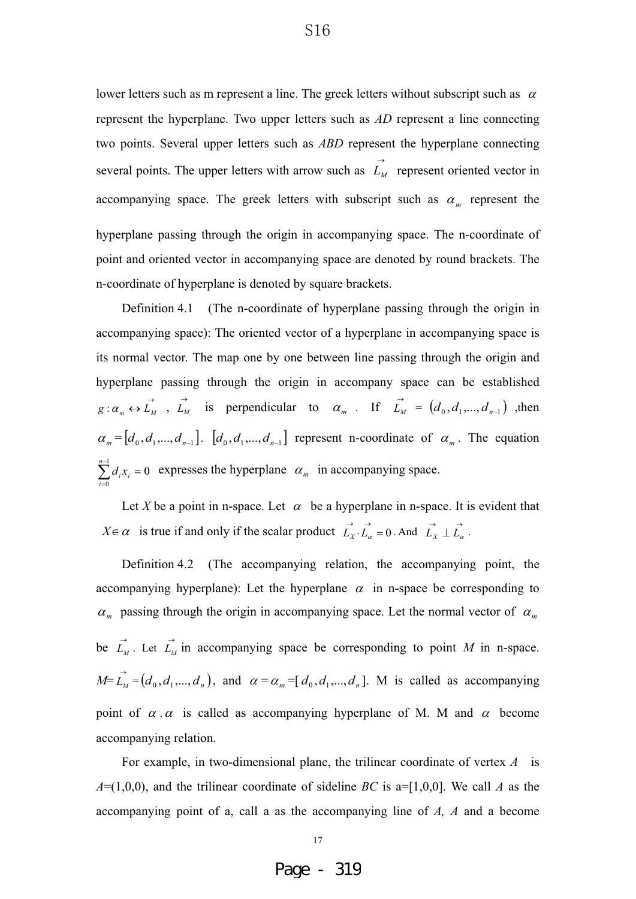lower letters such as m represent a line. The greek letters without subscript such as $\alpha$ represent the hyperplane. Two upper letters such as *AD* represent a line connecting two points. Several upper letters such as *ABD* represent the hyperplane connecting several points. The upper letters with arrow such as $\vec{L_M}$ represent oriented vector in accompanying space. The greek letters with subscript such as $\alpha_m$ represent the hyperplane passing through the origin in accompanying space. The n-coordinate of point and oriented vector in accompanying space are denoted by round brackets. The n-coordinate of hyperplane is denoted by square brackets.

Definition 4.1 (The n-coordinate of hyperplane passing through the origin in accompanying space): The oriented vector of a hyperplane in accompanying space is its normal vector. The map one by one between line passing through the origin and hyperplane passing through the origin in accompany space can be established $g: \alpha_m \leftrightarrow \vec{L_M}$ , $\vec{L_M}$ is perpendicular to $\alpha_m$ . If $\vec{L_M} = (d_0, d_1, ..., d_{n-1})$ ,then $\alpha_m = [d_0, d_1, ..., d_{n-1}]$. $[d_0, d_1, ..., d_{n-1}]$ represent n-coordinate of $\alpha_m$. The equation $\sum_{i=0}^{n-1} d_i x_i = 0$ expresses the hyperplane $\alpha_m$ in accompanying space.

Let *X* be a point in n-space. Let $\alpha$ be a hyperplane in n-space. It is evident that $X \in \alpha$ is true if and only if the scalar product $\vec{L_X} \cdot \vec{L_\alpha} = 0$. And $\vec{L_X} \perp \vec{L_\alpha}$.

Definition 4.2 (The accompanying relation, the accompanying point, the accompanying hyperplane): Let the hyperplane $\alpha$ in n-space be corresponding to $\alpha_m$ passing through the origin in accompanying space. Let the normal vector of $\alpha_m$ be $\vec{L_M}$. Let $\vec{L_M}$ in accompanying space be corresponding to point *M* in n-space. $M = \vec{L_M} = (d_0, d_1, ..., d_n)$, and $\alpha = \alpha_m = [d_0, d_1, ..., d_n]$. M is called as accompanying point of $\alpha$. $\alpha$ is called as accompanying hyperplane of M. M and $\alpha$ become accompanying relation.

For example, in two-dimensional plane, the trilinear coordinate of vertex *A* is *A*=(1,0,0), and the trilinear coordinate of sideline *BC* is a=[1,0,0]. We call *A* as the accompanying point of a, call a as the accompanying line of *A, A* and a become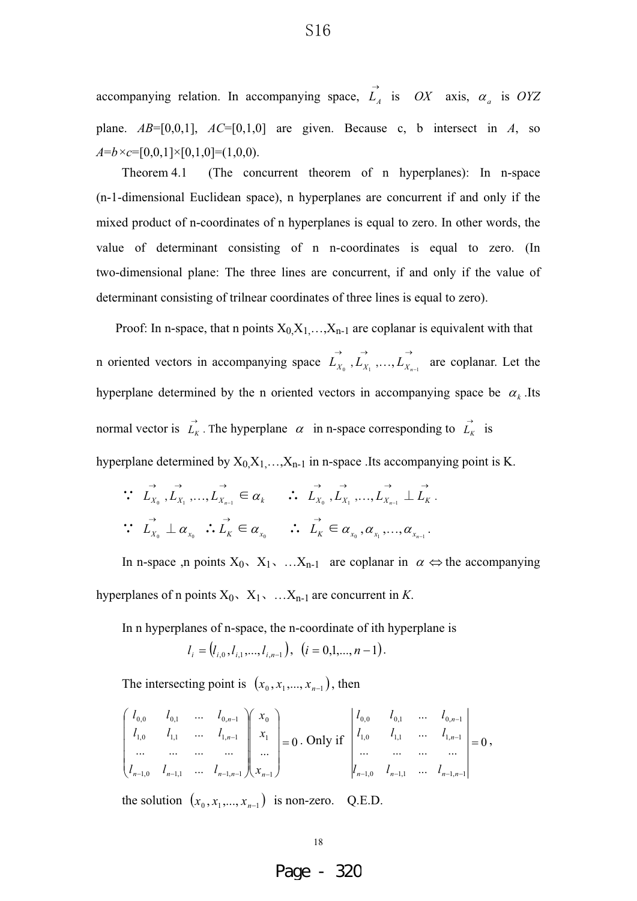accompanying relation. In accompanying space, $\vec{L_A}$ is $OX$ axis, $\alpha_a$ is $OYZ$ plane. $AB$=[0,0,1], $AC$=[0,1,0] are given. Because c, b intersect in $A$, so $A$=$b\times c$=[0,0,1]×[0,1,0]=(1,0,0).

Theorem 4.1 (The concurrent theorem of n hyperplanes): In n-space (n-1-dimensional Euclidean space), n hyperplanes are concurrent if and only if the mixed product of n-coordinates of n hyperplanes is equal to zero. In other words, the value of determinant consisting of n n-coordinates is equal to zero. (In two-dimensional plane: The three lines are concurrent, if and only if the value of determinant consisting of trilnear coordinates of three lines is equal to zero).

Proof: In n-space, that n points $X_0, X_1, \ldots, X_{n-1}$ are coplanar is equivalent with that n oriented vectors in accompanying space $\vec{L}_{X_0}, \vec{L}_{X_1}, \ldots, \vec{L}_{X_{n-1}}$ are coplanar. Let the hyperplane determined by the n oriented vectors in accompanying space be $\alpha_k$. Its normal vector is $\vec{L_K}$. The hyperplane $\alpha$ in n-space corresponding to $\vec{L_K}$ is hyperplane determined by $X_0, X_1, \ldots, X_{n-1}$ in n-space. Its accompanying point is K.

$\because \vec{L}_{X_0}, \vec{L}_{X_1}, \ldots, \vec{L}_{X_{n-1}} \in \alpha_k \quad \therefore \vec{L}_{X_0}, \vec{L}_{X_1}, \ldots, \vec{L}_{X_{n-1}} \perp \vec{L_K}$.

$\because \vec{L}_{X_0} \perp \alpha_{x_0} \quad \therefore \vec{L_K} \in \alpha_{x_0} \quad \therefore \vec{L_K} \in \alpha_{x_0}, \alpha_{x_1}, \ldots, \alpha_{x_{n-1}}$.

In n-space, n points $X_0$、$X_1$、…$X_{n-1}$ are coplanar in $\alpha \Leftrightarrow$ the accompanying hyperplanes of n points $X_0$、$X_1$、…$X_{n-1}$ are concurrent in $K$.

In n hyperplanes of n-space, the n-coordinate of ith hyperplane is

$$l_i = \left(l_{i,0}, l_{i,1}, \ldots, l_{i,n-1}\right), \ \left(i = 0,1,\ldots,n-1\right).$$

The intersecting point is $\left(x_0, x_1, \ldots, x_{n-1}\right)$, then

$$\begin{pmatrix} l_{0,0} & l_{0,1} & \ldots & l_{0,n-1} \\ l_{1,0} & l_{1,1} & \ldots & l_{1,n-1} \\ \ldots & \ldots & \ldots & \ldots \\ l_{n-1,0} & l_{n-1,1} & \ldots & l_{n-1,n-1} \end{pmatrix} \begin{pmatrix} x_0 \\ x_1 \\ \ldots \\ x_{n-1} \end{pmatrix} = 0. \text{ Only if } \begin{vmatrix} l_{0,0} & l_{0,1} & \ldots & l_{0,n-1} \\ l_{1,0} & l_{1,1} & \ldots & l_{1,n-1} \\ \ldots & \ldots & \ldots & \ldots \\ l_{n-1,0} & l_{n-1,1} & \ldots & l_{n-1,n-1} \end{vmatrix} = 0,$$

the solution $\left(x_0, x_1, \ldots, x_{n-1}\right)$ is non-zero. Q.E.D.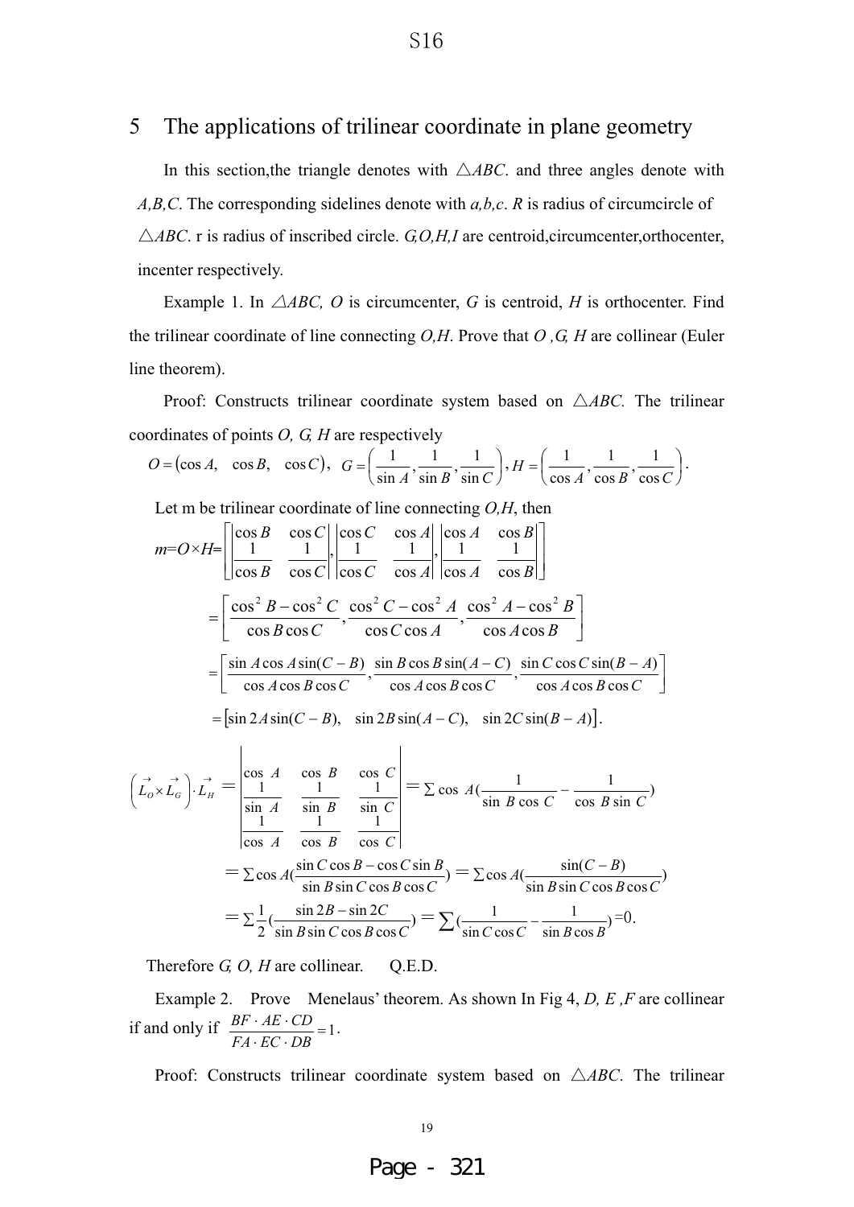## 5 The applications of trilinear coordinate in plane geometry

In this section,the triangle denotes with $\triangle ABC$. and three angles denote with $A,B,C$. The corresponding sidelines denote with $a,b,c$. $R$ is radius of circumcircle of $\triangle ABC$. r is radius of inscribed circle. $G,O,H,I$ are centroid,circumcenter,orthocenter, incenter respectively.

Example 1. In $\triangle ABC$, $O$ is circumcenter, $G$ is centroid, $H$ is orthocenter. Find the trilinear coordinate of line connecting $O,H$. Prove that $O$ ,$G$, $H$ are collinear (Euler line theorem).

Proof: Constructs trilinear coordinate system based on $\triangle ABC$. The trilinear coordinates of points $O$, $G$, $H$ are respectively

$$O = (\cos A, \quad \cos B, \quad \cos C), \quad G = \left(\frac{1}{\sin A}, \frac{1}{\sin B}, \frac{1}{\sin C}\right), H = \left(\frac{1}{\cos A}, \frac{1}{\cos B}, \frac{1}{\cos C}\right).$$

Let m be trilinear coordinate of line connecting $O,H$, then

$$m = O \times H = \left[\begin{vmatrix} \cos B & \cos C \\ \frac{1}{\cos B} & \frac{1}{\cos C} \end{vmatrix}, \begin{vmatrix} \cos C & \cos A \\ \frac{1}{\cos C} & \frac{1}{\cos A} \end{vmatrix}, \begin{vmatrix} \cos A & \cos B \\ \frac{1}{\cos A} & \frac{1}{\cos B} \end{vmatrix}\right]$$

$$= \left[\frac{\cos^2 B - \cos^2 C}{\cos B \cos C}, \frac{\cos^2 C - \cos^2 A}{\cos C \cos A}, \frac{\cos^2 A - \cos^2 B}{\cos A \cos B}\right]$$

$$= \left[\frac{\sin A \cos A \sin(C-B)}{\cos A \cos B \cos C}, \frac{\sin B \cos B \sin(A-C)}{\cos A \cos B \cos C}, \frac{\sin C \cos C \sin(B-A)}{\cos A \cos B \cos C}\right]$$

$$= [\sin 2A \sin(C-B), \quad \sin 2B \sin(A-C), \quad \sin 2C \sin(B-A)].$$

$$\left(\vec{L}_O \times \vec{L}_G\right) \cdot \vec{L}_H = \begin{vmatrix} \cos A & \cos B & \cos C \\ \frac{1}{\sin A} & \frac{1}{\sin B} & \frac{1}{\sin C} \\ \frac{1}{\cos A} & \frac{1}{\cos B} & \frac{1}{\cos C} \end{vmatrix} = \sum \cos A \left(\frac{1}{\sin B \cos C} - \frac{1}{\cos B \sin C}\right)$$

$$= \sum \cos A \left(\frac{\sin C \cos B - \cos C \sin B}{\sin B \sin C \cos B \cos C}\right) = \sum \cos A \left(\frac{\sin(C-B)}{\sin B \sin C \cos B \cos C}\right)$$

$$= \sum \frac{1}{2}\left(\frac{\sin 2B - \sin 2C}{\sin B \sin C \cos B \cos C}\right) = \sum \left(\frac{1}{\sin C \cos C} - \frac{1}{\sin B \cos B}\right) = 0.$$

Therefore $G$, $O$, $H$ are collinear. Q.E.D.

Example 2. Prove Menelaus' theorem. As shown In Fig 4, $D$, $E$ ,$F$ are collinear if and only if $\frac{BF \cdot AE \cdot CD}{FA \cdot EC \cdot DB} = 1$.

Proof: Constructs trilinear coordinate system based on $\triangle ABC$. The trilinear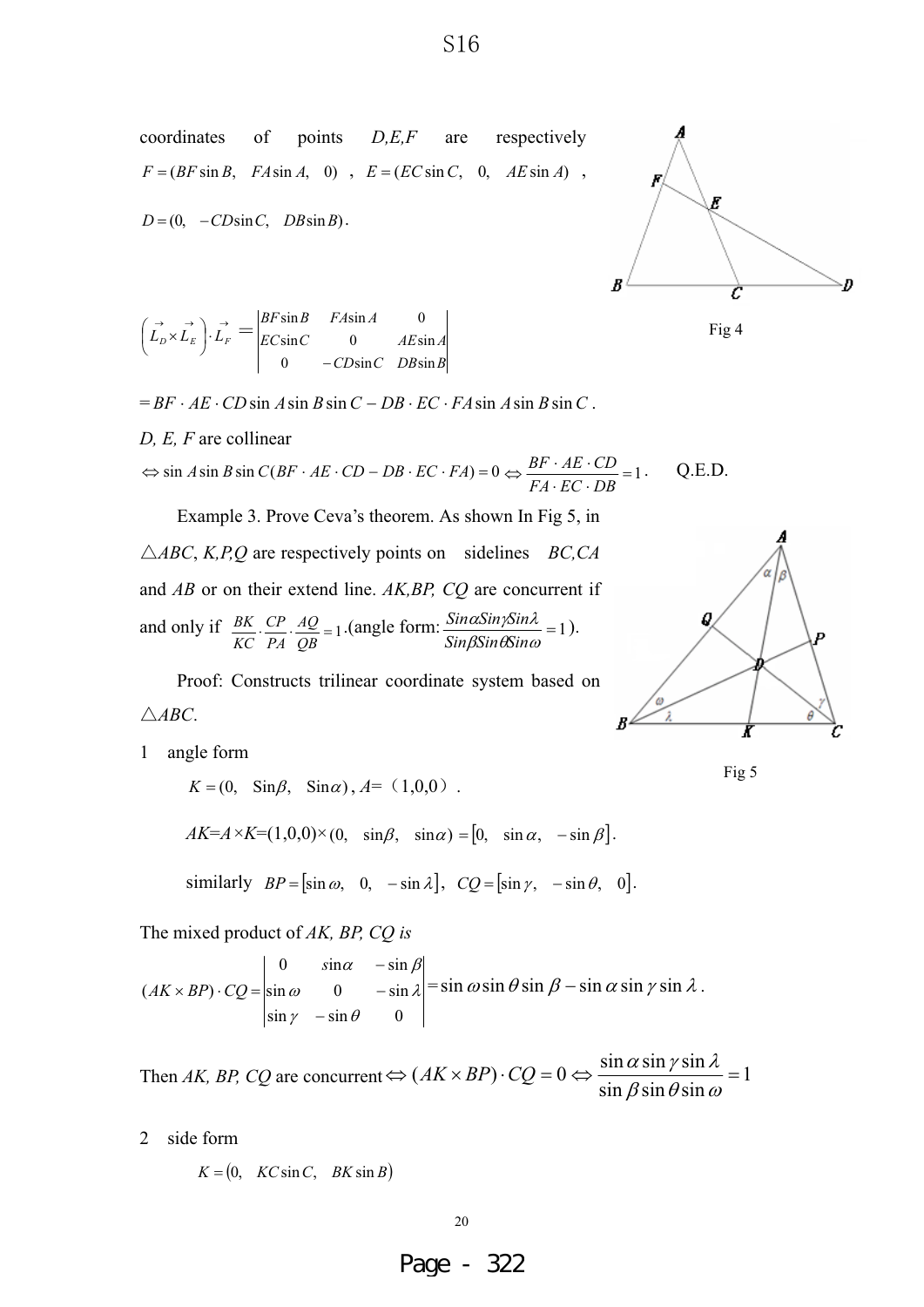coordinates of points *D,E,F* are respectively $F = (BF\sin B,\quad FA\sin A,\quad 0)$ , $E = (EC\sin C,\quad 0,\quad AE\sin A)$ ,

$D = (0,\quad -CD\sin C,\quad DB\sin B)$.

Fig 4

$$\left(\vec{L}_D \times \vec{L}_E\right)\cdot \vec{L}_F = \begin{vmatrix} BF\sin B & FA\sin A & 0 \\ EC\sin C & 0 & AE\sin A \\ 0 & -CD\sin C & DB\sin B \end{vmatrix}$$

$= BF\cdot AE\cdot CD\sin A\sin B\sin C - DB\cdot EC\cdot FA\sin A\sin B\sin C$ .

*D, E, F* are collinear

$\Leftrightarrow \sin A\sin B\sin C(BF\cdot AE\cdot CD - DB\cdot EC\cdot FA) = 0 \Leftrightarrow \dfrac{BF\cdot AE\cdot CD}{FA\cdot EC\cdot DB} = 1$ .   Q.E.D.

Example 3. Prove Ceva's theorem. As shown In Fig 5, in $\triangle ABC$, *K,P,Q* are respectively points on sidelines *BC,CA* and *AB* or on their extend line. *AK,BP, CQ* are concurrent if and only if $\dfrac{BK}{KC}\cdot\dfrac{CP}{PA}\cdot\dfrac{AQ}{QB} = 1$.(angle form: $\dfrac{Sin\alpha Sin\gamma Sin\lambda}{Sin\beta Sin\theta Sin\omega} = 1$).

Proof: Constructs trilinear coordinate system based on $\triangle ABC$.

Fig 5

1 angle form

$K = (0,\quad \text{Sin}\beta,\quad \text{Sin}\alpha)$, $A$=（1,0,0）.

$AK = A\times K = (1,0,0)\times(0,\quad \sin\beta,\quad \sin\alpha) = [0,\quad \sin\alpha,\quad -\sin\beta]$.

similarly $BP = [\sin\omega,\quad 0,\quad -\sin\lambda]$, $CQ = [\sin\gamma,\quad -\sin\theta,\quad 0]$.

The mixed product of *AK, BP, CQ is*

$$(AK\times BP)\cdot CQ = \begin{vmatrix} 0 & \sin\alpha & -\sin\beta \\ \sin\omega & 0 & -\sin\lambda \\ \sin\gamma & -\sin\theta & 0 \end{vmatrix} = \sin\omega\sin\theta\sin\beta - \sin\alpha\sin\gamma\sin\lambda .$$

Then *AK, BP, CQ* are concurrent $\Leftrightarrow (AK\times BP)\cdot CQ = 0 \Leftrightarrow \dfrac{\sin\alpha\sin\gamma\sin\lambda}{\sin\beta\sin\theta\sin\omega} = 1$

2 side form

$K = (0,\quad KC\sin C,\quad BK\sin B)$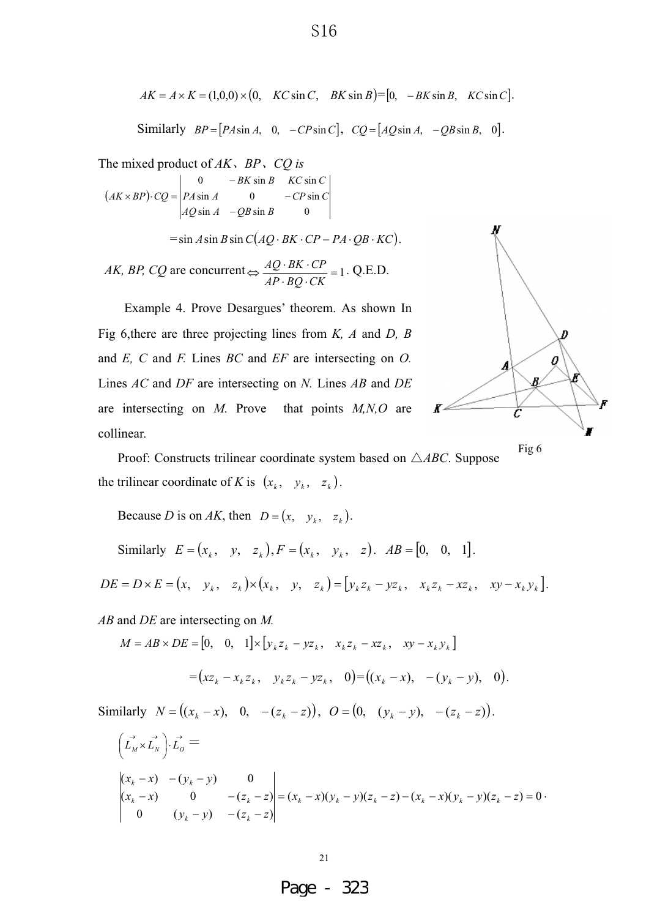$$AK = A \times K = (1,0,0) \times (0,\quad KC\sin C,\quad BK\sin B) = [0,\quad -BK\sin B,\quad KC\sin C].$$

Similarly $BP = [PA\sin A,\quad 0,\quad -CP\sin C]$, $CQ = [AQ\sin A,\quad -QB\sin B,\quad 0]$.

The mixed product of *AK*、*BP*、*CQ is*

$$(AK \times BP)\cdot CQ = \begin{vmatrix} 0 & -BK\sin B & KC\sin C \\ PA\sin A & 0 & -CP\sin C \\ AQ\sin A & -QB\sin B & 0 \end{vmatrix}$$

$$= \sin A \sin B \sin C (AQ \cdot BK \cdot CP - PA \cdot QB \cdot KC).$$

*AK, BP, CQ* are concurrent $\Leftrightarrow \dfrac{AQ \cdot BK \cdot CP}{AP \cdot BQ \cdot CK} = 1$. Q.E.D.

Example 4. Prove Desargues' theorem. As shown In Fig 6,there are three projecting lines from *K, A* and *D, B* and *E, C* and *F.* Lines *BC* and *EF* are intersecting on *O.* Lines *AC* and *DF* are intersecting on *N.* Lines *AB* and *DE* are intersecting on *M.* Prove that points *M,N,O* are collinear.

Fig 6

Proof: Constructs trilinear coordinate system based on $\triangle ABC$. Suppose the trilinear coordinate of *K* is $(x_k,\quad y_k,\quad z_k)$.

Because *D* is on *AK*, then $D = (x,\quad y_k,\quad z_k)$.

Similarly $E = (x_k,\quad y,\quad z_k), F = (x_k,\quad y_k,\quad z)$. $AB = [0,\quad 0,\quad 1]$.

$$DE = D \times E = (x,\quad y_k,\quad z_k) \times (x_k,\quad y,\quad z_k) = [y_k z_k - y z_k,\quad x_k z_k - x z_k,\quad xy - x_k y_k].$$

*AB* and *DE* are intersecting on *M.*

$$M = AB \times DE = [0,\quad 0,\quad 1] \times [y_k z_k - y z_k,\quad x_k z_k - x z_k,\quad xy - x_k y_k]$$

$$= (x z_k - x_k z_k,\quad y_k z_k - y z_k,\quad 0) = ((x_k - x),\quad -(y_k - y),\quad 0).$$

Similarly $N = ((x_k - x),\quad 0,\quad -(z_k - z))$, $O = (0,\quad (y_k - y),\quad -(z_k - z))$.

$$\left(\vec{L_M} \times \vec{L_N}\right) \cdot \vec{L_O} =$$

$$\begin{vmatrix} (x_k - x) & -(y_k - y) & 0 \\ (x_k - x) & 0 & -(z_k - z) \\ 0 & (y_k - y) & -(z_k - z) \end{vmatrix} = (x_k - x)(y_k - y)(z_k - z) - (x_k - x)(y_k - y)(z_k - z) = 0 \cdot$$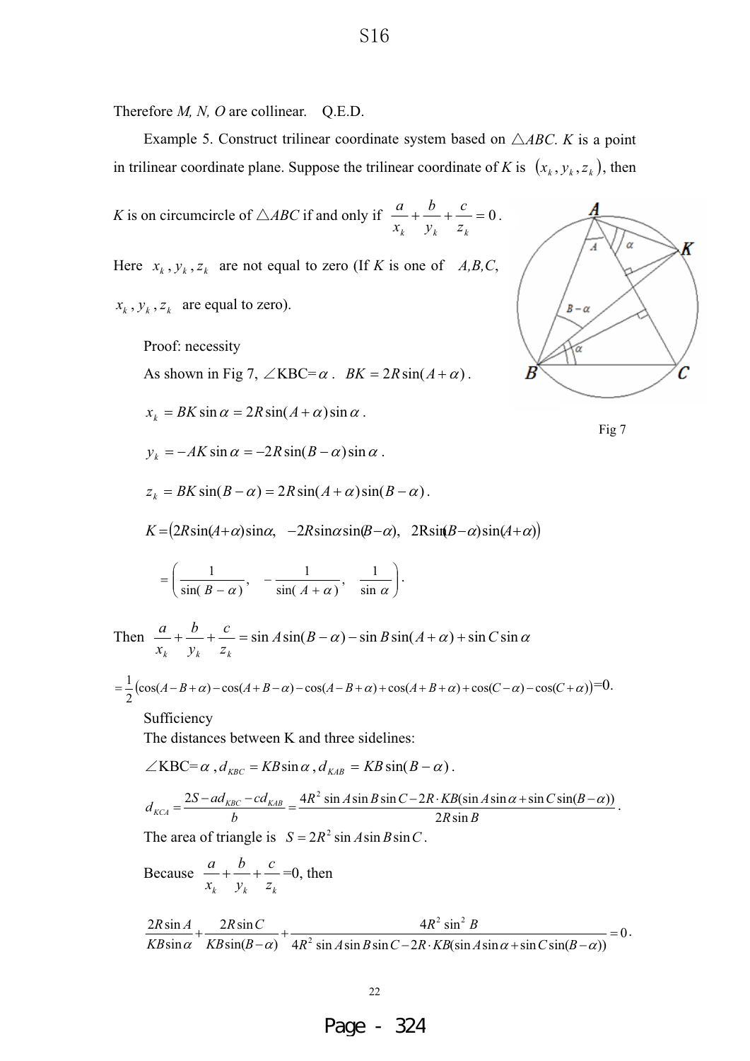Therefore *M, N, O* are collinear.  Q.E.D.

Example 5. Construct trilinear coordinate system based on $\triangle ABC$. *K* is a point in trilinear coordinate plane. Suppose the trilinear coordinate of *K* is $(x_k, y_k, z_k)$, then *K* is on circumcircle of $\triangle ABC$ if and only if $\frac{a}{x_k}+\frac{b}{y_k}+\frac{c}{z_k}=0$.

Here $x_k, y_k, z_k$ are not equal to zero (If *K* is one of *A,B,C*, $x_k, y_k, z_k$ are equal to zero).

Fig 7

Proof: necessity

As shown in Fig 7, $\angle$KBC=$\alpha$. $BK = 2R\sin(A+\alpha)$.

$$x_k = BK\sin\alpha = 2R\sin(A+\alpha)\sin\alpha.$$

$$y_k = -AK\sin\alpha = -2R\sin(B-\alpha)\sin\alpha.$$

$$z_k = BK\sin(B-\alpha) = 2R\sin(A+\alpha)\sin(B-\alpha).$$

$$K=\left(2R\sin(A+\alpha)\sin\alpha,\ \ -2R\sin\alpha\sin(B-\alpha),\ \ 2\mathrm{R}\sin(B-\alpha)\sin(A+\alpha)\right)$$

$$=\left(\frac{1}{\sin(B-\alpha)},\ \ -\frac{1}{\sin(A+\alpha)},\ \ \frac{1}{\sin\alpha}\right).$$

Then $\frac{a}{x_k}+\frac{b}{y_k}+\frac{c}{z_k}=\sin A\sin(B-\alpha)-\sin B\sin(A+\alpha)+\sin C\sin\alpha$

$$=\frac{1}{2}\left(\cos(A-B+\alpha)-\cos(A+B-\alpha)-\cos(A-B+\alpha)+\cos(A+B+\alpha)+\cos(C-\alpha)-\cos(C+\alpha)\right)=0.$$

Sufficiency

The distances between K and three sidelines:

$\angle$KBC=$\alpha$, $d_{KBC}=KB\sin\alpha$, $d_{KAB}=KB\sin(B-\alpha)$.

$$d_{KCA}=\frac{2S-ad_{KBC}-cd_{KAB}}{b}=\frac{4R^2\sin A\sin B\sin C-2R\cdot KB(\sin A\sin\alpha+\sin C\sin(B-\alpha))}{2R\sin B}.$$

The area of triangle is $S=2R^2\sin A\sin B\sin C$.

Because $\frac{a}{x_k}+\frac{b}{y_k}+\frac{c}{z_k}$=0, then

$$\frac{2R\sin A}{KB\sin\alpha}+\frac{2R\sin C}{KB\sin(B-\alpha)}+\frac{4R^2\sin^2 B}{4R^2\sin A\sin B\sin C-2R\cdot KB(\sin A\sin\alpha+\sin C\sin(B-\alpha))}=0.$$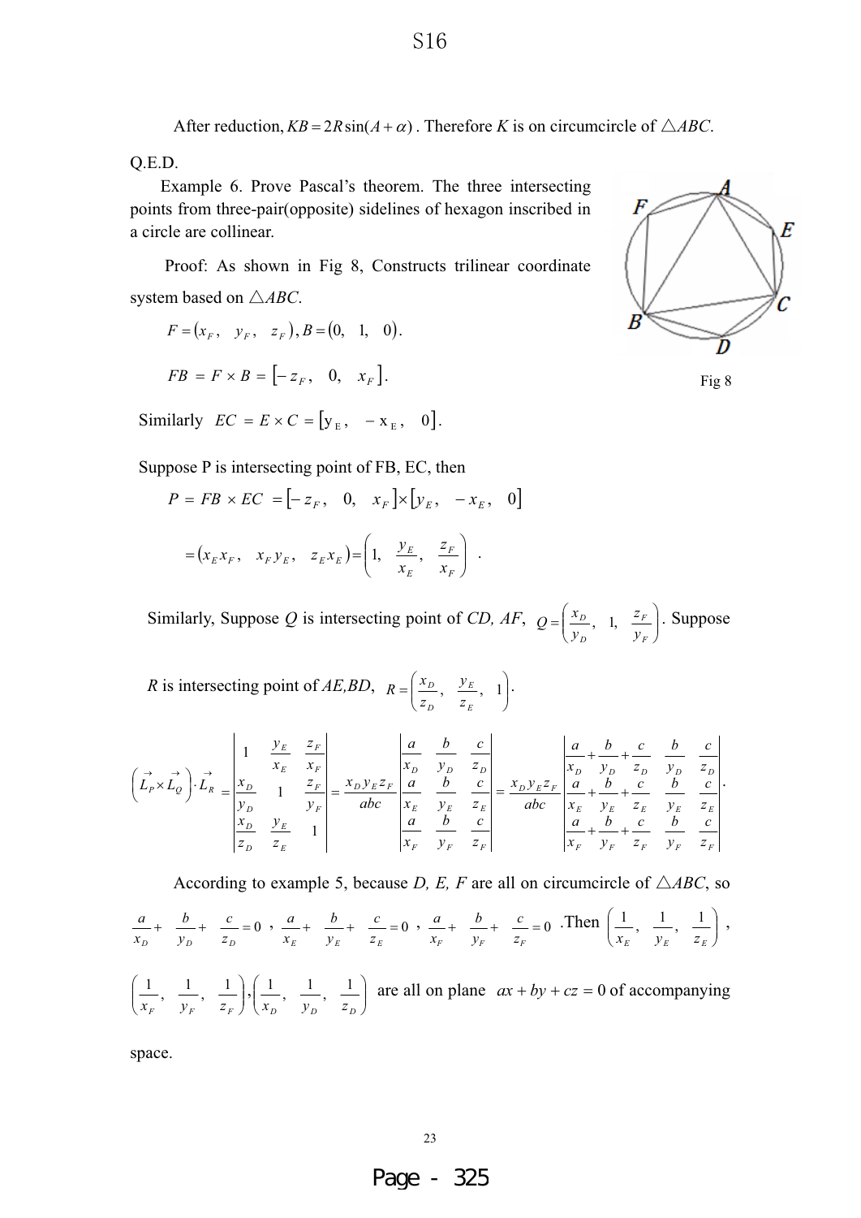After reduction, $KB = 2R\sin(A+\alpha)$. Therefore $K$ is on circumcircle of $\triangle ABC$.

Q.E.D.

Example 6. Prove Pascal's theorem. The three intersecting points from three-pair(opposite) sidelines of hexagon inscribed in a circle are collinear.

Proof: As shown in Fig 8, Constructs trilinear coordinate system based on $\triangle ABC$.

Fig 8

$$F = (x_F,\ y_F,\ z_F), B = (0,\ 1,\ 0).$$

$$FB = F \times B = [-z_F,\ 0,\ x_F].$$

Similarly $EC = E \times C = [y_E,\ -x_E,\ 0]$.

Suppose P is intersecting point of FB, EC, then

$$P = FB \times EC = [-z_F,\ 0,\ x_F] \times [y_E,\ -x_E,\ 0]$$

$$= (x_E x_F,\ x_F y_E,\ z_E x_E) = \left(1,\ \frac{y_E}{x_E},\ \frac{z_F}{x_F}\right).$$

Similarly, Suppose $Q$ is intersecting point of $CD$, $AF$, $Q = \left(\frac{x_D}{y_D},\ 1,\ \frac{z_F}{y_F}\right)$. Suppose $R$ is intersecting point of $AE, BD$, $R = \left(\frac{x_D}{z_D},\ \frac{y_E}{z_E},\ 1\right)$.

$$\left(\vec{L_P} \times \vec{L_Q}\right) \cdot \vec{L_R} = \begin{vmatrix} 1 & \frac{y_E}{x_E} & \frac{z_F}{x_F} \\ \frac{x_D}{y_D} & 1 & \frac{z_F}{y_F} \\ \frac{x_D}{z_D} & \frac{y_E}{z_E} & 1 \end{vmatrix} = \frac{x_D y_E z_F}{abc} \begin{vmatrix} \frac{a}{x_D} & \frac{b}{y_D} & \frac{c}{z_D} \\ \frac{a}{x_E} & \frac{b}{y_E} & \frac{c}{z_E} \\ \frac{a}{x_F} & \frac{b}{y_F} & \frac{c}{z_F} \end{vmatrix} = \frac{x_D y_E z_F}{abc} \begin{vmatrix} \frac{a}{x_D} + \frac{b}{y_D} + \frac{c}{z_D} & \frac{b}{y_D} & \frac{c}{z_D} \\ \frac{a}{x_E} + \frac{b}{y_E} + \frac{c}{z_E} & \frac{b}{y_E} & \frac{c}{z_E} \\ \frac{a}{x_F} + \frac{b}{y_F} + \frac{c}{z_F} & \frac{b}{y_F} & \frac{c}{z_F} \end{vmatrix}.$$

According to example 5, because $D$, $E$, $F$ are all on circumcircle of $\triangle ABC$, so $\frac{a}{x_D} + \frac{b}{y_D} + \frac{c}{z_D} = 0$, $\frac{a}{x_E} + \frac{b}{y_E} + \frac{c}{z_E} = 0$, $\frac{a}{x_F} + \frac{b}{y_F} + \frac{c}{z_F} = 0$. Then $\left(\frac{1}{x_E},\ \frac{1}{y_E},\ \frac{1}{z_E}\right)$, $\left(\frac{1}{x_F},\ \frac{1}{y_F},\ \frac{1}{z_F}\right)$, $\left(\frac{1}{x_D},\ \frac{1}{y_D},\ \frac{1}{z_D}\right)$ are all on plane $ax + by + cz = 0$ of accompanying space.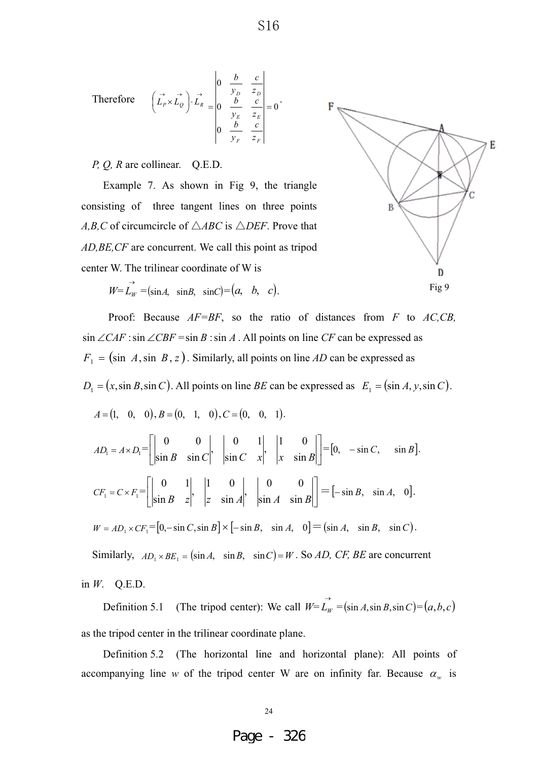Therefore $\left(\vec{L}_P \times \vec{L}_Q\right) \cdot \vec{L}_R = \begin{vmatrix} 0 & \frac{b}{y_D} & \frac{c}{z_D} \\ 0 & \frac{b}{y_E} & \frac{c}{z_E} \\ 0 & \frac{b}{y_F} & \frac{c}{z_F} \end{vmatrix} = 0$.

*P, Q, R* are collinear. Q.E.D.

Example 7. As shown in Fig 9, the triangle consisting of three tangent lines on three points *A,B,C* of circumcircle of $\triangle ABC$ is $\triangle DEF$. Prove that *AD,BE,CF* are concurrent. We call this point as tripod center W. The trilinear coordinate of W is

$$W = \vec{L}_W = (\sin A, \ \sin B, \ \sin C) = (a, \ b, \ c).$$

Fig 9

Proof: Because *AF=BF*, so the ratio of distances from *F* to *AC,CB,* $\sin\angle CAF : \sin\angle CBF = \sin B : \sin A$. All points on line *CF* can be expressed as $F_1 = (\sin A, \sin B, z)$. Similarly, all points on line *AD* can be expressed as $D_1 = (x, \sin B, \sin C)$. All points on line *BE* can be expressed as $E_1 = (\sin A, y, \sin C)$.

$A = (1, \ 0, \ 0), B = (0, \ 1, \ 0), C = (0, \ 0, \ 1)$.

$$AD_1 = A \times D_1 = \left[ \begin{vmatrix} 0 & 0 \\ \sin B & \sin C \end{vmatrix}, \begin{vmatrix} 0 & 1 \\ \sin C & x \end{vmatrix}, \begin{vmatrix} 1 & 0 \\ x & \sin B \end{vmatrix} \right] = [0, \ -\sin C, \ \ \sin B].$$

$$CF_1 = C \times F_1 = \left[ \begin{vmatrix} 0 & 1 \\ \sin B & z \end{vmatrix}, \begin{vmatrix} 1 & 0 \\ z & \sin A \end{vmatrix}, \begin{vmatrix} 0 & 0 \\ \sin A & \sin B \end{vmatrix} \right] = [-\sin B, \ \sin A, \ 0].$$

$$W = AD_1 \times CF_1 = [0, -\sin C, \sin B] \times [-\sin B, \ \sin A, \ 0] = (\sin A, \ \sin B, \ \sin C).$$

Similarly, $AD_1 \times BE_1 = (\sin A, \ \sin B, \ \sin C) = W$. So *AD, CF, BE* are concurrent in *W*. Q.E.D.

Definition 5.1 (The tripod center): We call $W = \vec{L}_W = (\sin A, \sin B, \sin C) = (a, b, c)$ as the tripod center in the trilinear coordinate plane.

Definition 5.2 (The horizontal line and horizontal plane): All points of accompanying line *w* of the tripod center W are on infinity far. Because $\alpha_w$ is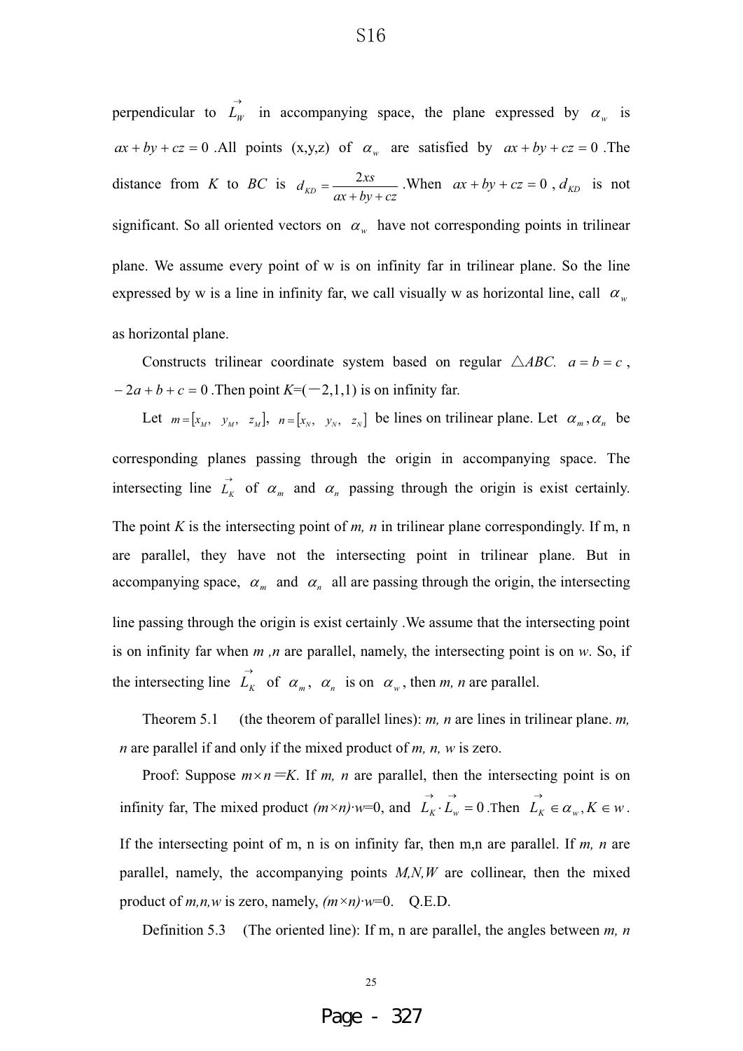perpendicular to $\vec{L_W}$ in accompanying space, the plane expressed by $\alpha_w$ is $ax+by+cz=0$. All points (x,y,z) of $\alpha_w$ are satisfied by $ax+by+cz=0$. The distance from $K$ to $BC$ is $d_{KD}=\dfrac{2xs}{ax+by+cz}$. When $ax+by+cz=0$, $d_{KD}$ is not significant. So all oriented vectors on $\alpha_w$ have not corresponding points in trilinear plane. We assume every point of w is on infinity far in trilinear plane. So the line expressed by w is a line in infinity far, we call visually w as horizontal line, call $\alpha_w$ as horizontal plane.

Constructs trilinear coordinate system based on regular $\triangle ABC$. $a=b=c$, $-2a+b+c=0$. Then point $K$=(－2,1,1) is on infinity far.

Let $m=[x_M,\ y_M,\ z_M],\ n=[x_N,\ y_N,\ z_N]$ be lines on trilinear plane. Let $\alpha_m, \alpha_n$ be corresponding planes passing through the origin in accompanying space. The intersecting line $\vec{L_K}$ of $\alpha_m$ and $\alpha_n$ passing through the origin is exist certainly. The point *K* is the intersecting point of *m, n* in trilinear plane correspondingly. If m, n are parallel, they have not the intersecting point in trilinear plane. But in accompanying space, $\alpha_m$ and $\alpha_n$ all are passing through the origin, the intersecting line passing through the origin is exist certainly .We assume that the intersecting point is on infinity far when *m ,n* are parallel, namely, the intersecting point is on *w*. So, if the intersecting line $\vec{L_K}$ of $\alpha_m$, $\alpha_n$ is on $\alpha_w$, then *m, n* are parallel.

Theorem 5.1 (the theorem of parallel lines): *m, n* are lines in trilinear plane. *m, n* are parallel if and only if the mixed product of *m, n, w* is zero.

Proof: Suppose $m\times n$=*K*. If *m, n* are parallel, then the intersecting point is on infinity far, The mixed product *(m×n)·w*=0, and $\vec{L_K}\cdot\vec{L_w}=0$. Then $\vec{L_K}\in\alpha_w, K\in w$. If the intersecting point of m, n is on infinity far, then m,n are parallel. If *m, n* are parallel, namely, the accompanying points *M,N,W* are collinear, then the mixed product of *m,n,w* is zero, namely, *(m×n)·w*=0. Q.E.D.

Definition 5.3 (The oriented line): If m, n are parallel, the angles between *m, n*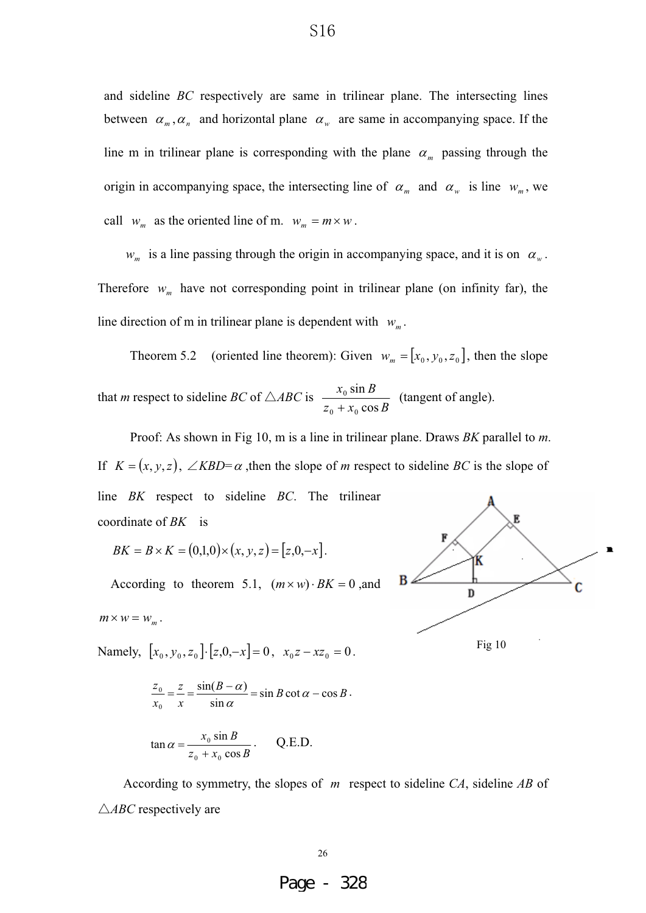and sideline *BC* respectively are same in trilinear plane. The intersecting lines between $\alpha_m, \alpha_n$ and horizontal plane $\alpha_w$ are same in accompanying space. If the line m in trilinear plane is corresponding with the plane $\alpha_m$ passing through the origin in accompanying space, the intersecting line of $\alpha_m$ and $\alpha_w$ is line $w_m$, we call $w_m$ as the oriented line of m. $w_m = m \times w$.

$w_m$ is a line passing through the origin in accompanying space, and it is on $\alpha_w$. Therefore $w_m$ have not corresponding point in trilinear plane (on infinity far), the line direction of m in trilinear plane is dependent with $w_m$.

Theorem 5.2 (oriented line theorem): Given $w_m = [x_0, y_0, z_0]$, then the slope that *m* respect to sideline *BC* of △*ABC* is $\dfrac{x_0 \sin B}{z_0 + x_0 \cos B}$ (tangent of angle).

Proof: As shown in Fig 10, m is a line in trilinear plane. Draws *BK* parallel to *m*. If $K = (x, y, z)$, $\angle KBD = \alpha$ ,then the slope of *m* respect to sideline *BC* is the slope of line *BK* respect to sideline *BC*. The trilinear coordinate of *BK* is

$$BK = B \times K = (0,1,0) \times (x, y, z) = [z, 0, -x].$$

According to theorem 5.1, $(m \times w) \cdot BK = 0$ ,and $m \times w = w_m$.

Namely, $[x_0, y_0, z_0] \cdot [z, 0, -x] = 0$, $x_0 z - x z_0 = 0$.

Fig 10

$$\frac{z_0}{x_0} = \frac{z}{x} = \frac{\sin(B-\alpha)}{\sin\alpha} = \sin B \cot\alpha - \cos B.$$

$$\tan\alpha = \frac{x_0 \sin B}{z_0 + x_0 \cos B}. \quad \text{Q.E.D.}$$

According to symmetry, the slopes of *m* respect to sideline *CA*, sideline *AB* of △*ABC* respectively are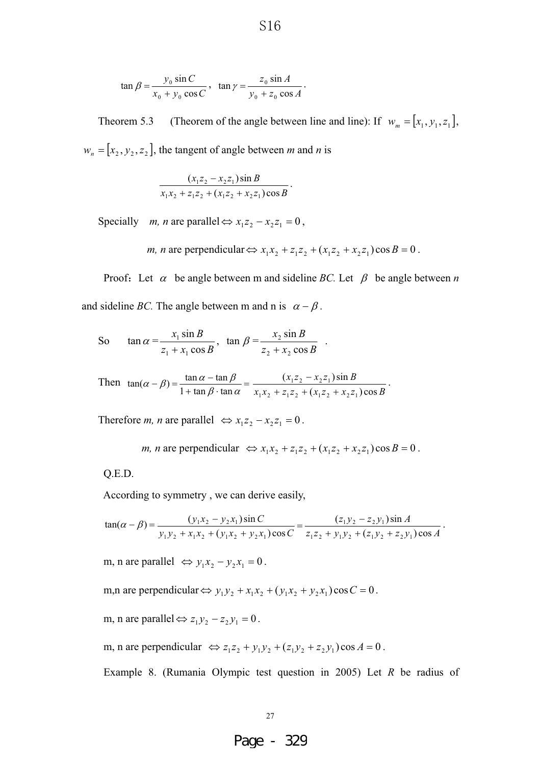$$\tan\beta = \frac{y_0 \sin C}{x_0 + y_0 \cos C}, \quad \tan\gamma = \frac{z_0 \sin A}{y_0 + z_0 \cos A}.$$

Theorem 5.3 (Theorem of the angle between line and line): If $w_m = [x_1, y_1, z_1]$, $w_n = [x_2, y_2, z_2]$, the tangent of angle between *m* and *n* is

$$\frac{(x_1 z_2 - x_2 z_1)\sin B}{x_1 x_2 + z_1 z_2 + (x_1 z_2 + x_2 z_1)\cos B}.$$

Specially *m, n* are parallel $\Leftrightarrow x_1 z_2 - x_2 z_1 = 0$,

*m, n* are perpendicular $\Leftrightarrow x_1 x_2 + z_1 z_2 + (x_1 z_2 + x_2 z_1)\cos B = 0$.

Proof: Let $\alpha$ be angle between m and sideline *BC*. Let $\beta$ be angle between *n* and sideline *BC*. The angle between m and n is $\alpha - \beta$.

So $\tan\alpha = \dfrac{x_1 \sin B}{z_1 + x_1 \cos B}$, $\tan\beta = \dfrac{x_2 \sin B}{z_2 + x_2 \cos B}$.

Then $\tan(\alpha - \beta) = \dfrac{\tan\alpha - \tan\beta}{1 + \tan\beta \cdot \tan\alpha} = \dfrac{(x_1 z_2 - x_2 z_1)\sin B}{x_1 x_2 + z_1 z_2 + (x_1 z_2 + x_2 z_1)\cos B}$.

Therefore *m, n* are parallel $\Leftrightarrow x_1 z_2 - x_2 z_1 = 0$.

*m, n* are perpendicular $\Leftrightarrow x_1 x_2 + z_1 z_2 + (x_1 z_2 + x_2 z_1)\cos B = 0$.

Q.E.D.

According to symmetry , we can derive easily,

$$\tan(\alpha - \beta) = \frac{(y_1 x_2 - y_2 x_1)\sin C}{y_1 y_2 + x_1 x_2 + (y_1 x_2 + y_2 x_1)\cos C} = \frac{(z_1 y_2 - z_2 y_1)\sin A}{z_1 z_2 + y_1 y_2 + (z_1 y_2 + z_2 y_1)\cos A}.$$

m, n are parallel $\Leftrightarrow y_1 x_2 - y_2 x_1 = 0$.

m,n are perpendicular $\Leftrightarrow y_1 y_2 + x_1 x_2 + (y_1 x_2 + y_2 x_1)\cos C = 0$.

m, n are parallel $\Leftrightarrow z_1 y_2 - z_2 y_1 = 0$.

m, n are perpendicular $\Leftrightarrow z_1 z_2 + y_1 y_2 + (z_1 y_2 + z_2 y_1)\cos A = 0$.

Example 8. (Rumania Olympic test question in 2005) Let *R* be radius of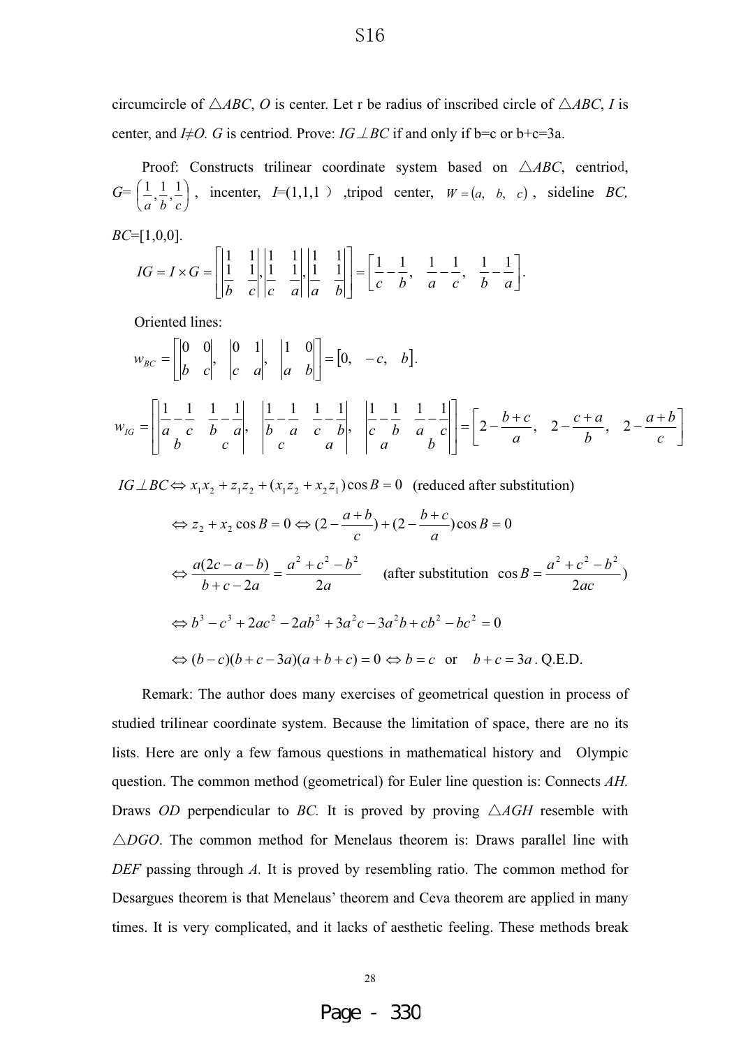circumcircle of $\triangle ABC$, *O* is center. Let r be radius of inscribed circle of $\triangle ABC$, *I* is center, and $I \neq O$. *G* is centriod. Prove: $IG \perp BC$ if and only if b=c or b+c=3a.

Proof: Constructs trilinear coordinate system based on $\triangle ABC$, centriod, $G = \left(\frac{1}{a}, \frac{1}{b}, \frac{1}{c}\right)$, incenter, $I$=(1,1,1 ) ,tripod center, $W = (a,\ b,\ c)$, sideline *BC*, *BC*=[1,0,0].

$$IG = I \times G = \left[\begin{vmatrix} 1 & 1 \\ \frac{1}{b} & \frac{1}{c} \end{vmatrix}, \begin{vmatrix} 1 & 1 \\ \frac{1}{c} & \frac{1}{a} \end{vmatrix}, \begin{vmatrix} 1 & 1 \\ \frac{1}{a} & \frac{1}{b} \end{vmatrix}\right] = \left[\frac{1}{c} - \frac{1}{b},\ \ \frac{1}{a} - \frac{1}{c},\ \ \frac{1}{b} - \frac{1}{a}\right].$$

Oriented lines:

$$w_{BC} = \left[\begin{vmatrix} 0 & 0 \\ b & c \end{vmatrix}, \ \begin{vmatrix} 0 & 1 \\ c & a \end{vmatrix}, \ \begin{vmatrix} 1 & 0 \\ a & b \end{vmatrix}\right] = [0,\ \ -c,\ \ b].$$

$$w_{IG} = \left[\begin{vmatrix} \frac{1}{a} - \frac{1}{c} & \frac{1}{b} - \frac{1}{a} \\ b & c \end{vmatrix}, \ \begin{vmatrix} \frac{1}{b} - \frac{1}{a} & \frac{1}{c} - \frac{1}{b} \\ c & a \end{vmatrix}, \ \begin{vmatrix} \frac{1}{c} - \frac{1}{b} & \frac{1}{a} - \frac{1}{c} \\ a & b \end{vmatrix}\right] = \left[2 - \frac{b+c}{a},\ \ 2 - \frac{c+a}{b},\ \ 2 - \frac{a+b}{c}\right]$$

$IG \perp BC \Leftrightarrow x_1 x_2 + z_1 z_2 + (x_1 z_2 + x_2 z_1)\cos B = 0$ (reduced after substitution)

$$\Leftrightarrow z_2 + x_2 \cos B = 0 \Leftrightarrow (2 - \frac{a+b}{c}) + (2 - \frac{b+c}{a})\cos B = 0$$

$$\Leftrightarrow \frac{a(2c - a - b)}{b + c - 2a} = \frac{a^2 + c^2 - b^2}{2a} \quad \text{(after substitution } \cos B = \frac{a^2 + c^2 - b^2}{2ac}\text{)}$$

$$\Leftrightarrow b^3 - c^3 + 2ac^2 - 2ab^2 + 3a^2 c - 3a^2 b + cb^2 - bc^2 = 0$$

$$\Leftrightarrow (b - c)(b + c - 3a)(a + b + c) = 0 \Leftrightarrow b = c \ \text{ or } \ b + c = 3a. \text{ Q.E.D.}$$

Remark: The author does many exercises of geometrical question in process of studied trilinear coordinate system. Because the limitation of space, there are no its lists. Here are only a few famous questions in mathematical history and Olympic question. The common method (geometrical) for Euler line question is: Connects *AH.* Draws *OD* perpendicular to *BC.* It is proved by proving $\triangle AGH$ resemble with $\triangle DGO$. The common method for Menelaus theorem is: Draws parallel line with *DEF* passing through *A.* It is proved by resembling ratio. The common method for Desargues theorem is that Menelaus' theorem and Ceva theorem are applied in many times. It is very complicated, and it lacks of aesthetic feeling. These methods break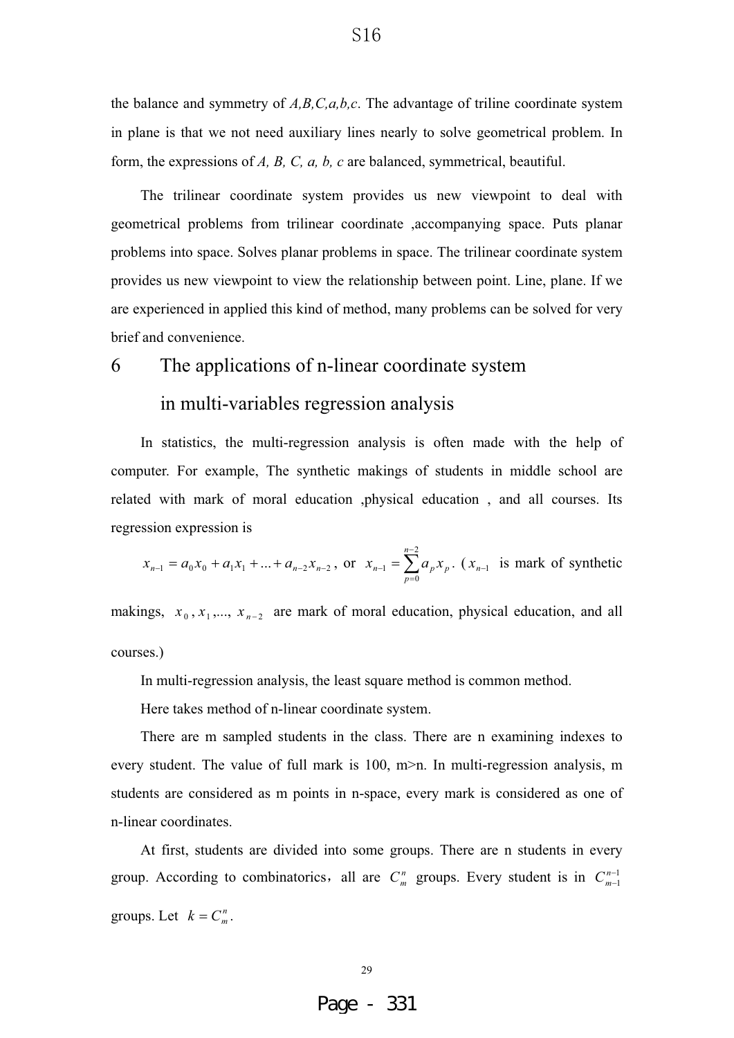the balance and symmetry of *A,B,C,a,b,c*. The advantage of triline coordinate system in plane is that we not need auxiliary lines nearly to solve geometrical problem. In form, the expressions of *A, B, C, a, b, c* are balanced, symmetrical, beautiful.

The trilinear coordinate system provides us new viewpoint to deal with geometrical problems from trilinear coordinate ,accompanying space. Puts planar problems into space. Solves planar problems in space. The trilinear coordinate system provides us new viewpoint to view the relationship between point. Line, plane. If we are experienced in applied this kind of method, many problems can be solved for very brief and convenience.

# 6 The applications of n-linear coordinate system in multi-variables regression analysis

In statistics, the multi-regression analysis is often made with the help of computer. For example, The synthetic makings of students in middle school are related with mark of moral education ,physical education , and all courses. Its regression expression is

$x_{n-1} = a_0 x_0 + a_1 x_1 + ... + a_{n-2} x_{n-2}$ , or $x_{n-1} = \sum_{p=0}^{n-2} a_p x_p$ . ( $x_{n-1}$ is mark of synthetic makings, $x_0, x_1, ..., x_{n-2}$ are mark of moral education, physical education, and all courses.)

In multi-regression analysis, the least square method is common method.

Here takes method of n-linear coordinate system.

There are m sampled students in the class. There are n examining indexes to every student. The value of full mark is 100, m>n. In multi-regression analysis, m students are considered as m points in n-space, every mark is considered as one of n-linear coordinates.

At first, students are divided into some groups. There are n students in every group. According to combinatorics，all are $C_m^n$ groups. Every student is in $C_{m-1}^{n-1}$ groups. Let $k = C_m^n$ .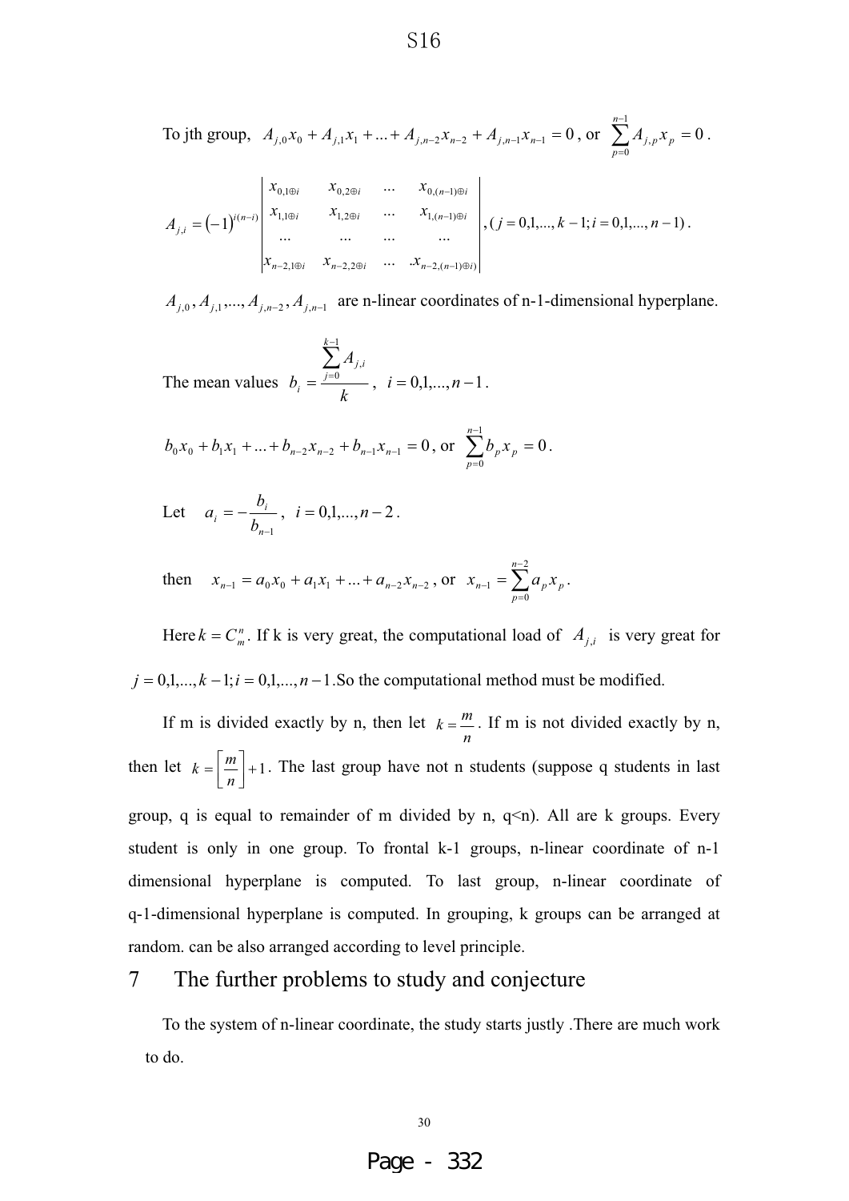To jth group, $A_{j,0}x_0 + A_{j,1}x_1 + ... + A_{j,n-2}x_{n-2} + A_{j,n-1}x_{n-1} = 0$, or $\sum_{p=0}^{n-1} A_{j,p}x_p = 0$.

$$A_{j,i} = (-1)^{i(n-i)} \begin{vmatrix} x_{0,1\oplus i} & x_{0,2\oplus i} & ... & x_{0,(n-1)\oplus i} \\ x_{1,1\oplus i} & x_{1,2\oplus i} & ... & x_{1,(n-1)\oplus i} \\ ... & ... & ... & ... \\ x_{n-2,1\oplus i} & x_{n-2,2\oplus i} & ... & .x_{n-2,(n-1)\oplus i)} \end{vmatrix}, (j = 0,1,...,k-1; i = 0,1,...,n-1).$$

$A_{j,0}, A_{j,1}, ..., A_{j,n-2}, A_{j,n-1}$ are n-linear coordinates of n-1-dimensional hyperplane.

The mean values $b_i = \frac{\sum_{j=0}^{k-1} A_{j,i}}{k}$, $i = 0,1,...,n-1$.

$b_0x_0 + b_1x_1 + ... + b_{n-2}x_{n-2} + b_{n-1}x_{n-1} = 0$, or $\sum_{p=0}^{n-1} b_p x_p = 0$.

Let $a_i = -\frac{b_i}{b_{n-1}}$, $i = 0,1,...,n-2$.

then $x_{n-1} = a_0x_0 + a_1x_1 + ... + a_{n-2}x_{n-2}$, or $x_{n-1} = \sum_{p=0}^{n-2} a_p x_p$.

Here $k = C_m^n$. If k is very great, the computational load of $A_{j,i}$ is very great for $j = 0,1,...,k-1; i = 0,1,...,n-1$.So the computational method must be modified.

If m is divided exactly by n, then let $k = \frac{m}{n}$. If m is not divided exactly by n, then let $k = \left[\frac{m}{n}\right] + 1$. The last group have not n students (suppose q students in last group, q is equal to remainder of m divided by n, q<n). All are k groups. Every student is only in one group. To frontal k-1 groups, n-linear coordinate of n-1 dimensional hyperplane is computed. To last group, n-linear coordinate of q-1-dimensional hyperplane is computed. In grouping, k groups can be arranged at random. can be also arranged according to level principle.

# 7 The further problems to study and conjecture

To the system of n-linear coordinate, the study starts justly .There are much work to do.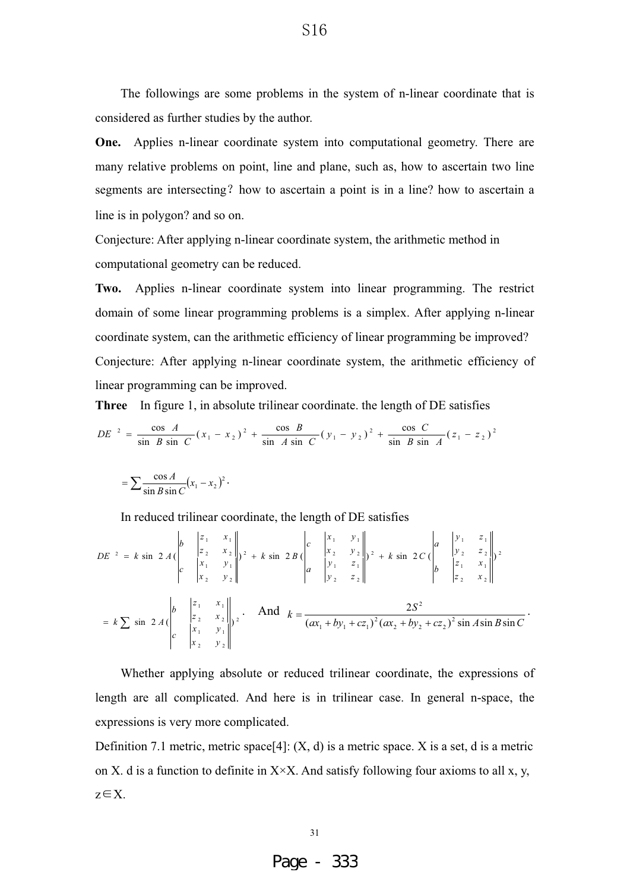The followings are some problems in the system of n-linear coordinate that is considered as further studies by the author.

**One.** Applies n-linear coordinate system into computational geometry. There are many relative problems on point, line and plane, such as, how to ascertain two line segments are intersecting? how to ascertain a point is in a line? how to ascertain a line is in polygon? and so on.

Conjecture: After applying n-linear coordinate system, the arithmetic method in computational geometry can be reduced.

**Two.** Applies n-linear coordinate system into linear programming. The restrict domain of some linear programming problems is a simplex. After applying n-linear coordinate system, can the arithmetic efficiency of linear programming be improved?

Conjecture: After applying n-linear coordinate system, the arithmetic efficiency of linear programming can be improved.

**Three** In figure 1, in absolute trilinear coordinate. the length of DE satisfies

$$DE^2 = \frac{\cos A}{\sin B \sin C}(x_1 - x_2)^2 + \frac{\cos B}{\sin A \sin C}(y_1 - y_2)^2 + \frac{\cos C}{\sin B \sin A}(z_1 - z_2)^2$$

$$= \sum \frac{\cos A}{\sin B \sin C}(x_1 - x_2)^2 .$$

In reduced trilinear coordinate, the length of DE satisfies

$$DE^2 = k \sin 2A \left( \begin{vmatrix} b & \begin{vmatrix} z_1 & x_1 \\ z_2 & x_2 \end{vmatrix} \\ c & \begin{vmatrix} x_1 & y_1 \\ x_2 & y_2 \end{vmatrix} \end{vmatrix} \right)^2 + k \sin 2B \left( \begin{vmatrix} c & \begin{vmatrix} x_1 & y_1 \\ x_2 & y_2 \end{vmatrix} \\ a & \begin{vmatrix} y_1 & z_1 \\ y_2 & z_2 \end{vmatrix} \end{vmatrix} \right)^2 + k \sin 2C \left( \begin{vmatrix} a & \begin{vmatrix} y_1 & z_1 \\ y_2 & z_2 \end{vmatrix} \\ b & \begin{vmatrix} z_1 & x_1 \\ z_2 & x_2 \end{vmatrix} \end{vmatrix} \right)^2$$

$$= k \sum \sin 2A \left( \begin{vmatrix} b & \begin{vmatrix} z_1 & x_1 \\ z_2 & x_2 \end{vmatrix} \\ c & \begin{vmatrix} x_1 & y_1 \\ x_2 & y_2 \end{vmatrix} \end{vmatrix} \right)^2 .$$ And $$k = \frac{2S^2}{(ax_1 + by_1 + cz_1)^2 (ax_2 + by_2 + cz_2)^2 \sin A \sin B \sin C} .$$

Whether applying absolute or reduced trilinear coordinate, the expressions of length are all complicated. And here is in trilinear case. In general n-space, the expressions is very more complicated.

Definition 7.1 metric, metric space[4]: (X, d) is a metric space. X is a set, d is a metric on X. d is a function to definite in X×X. And satisfy following four axioms to all x, y, z∈X.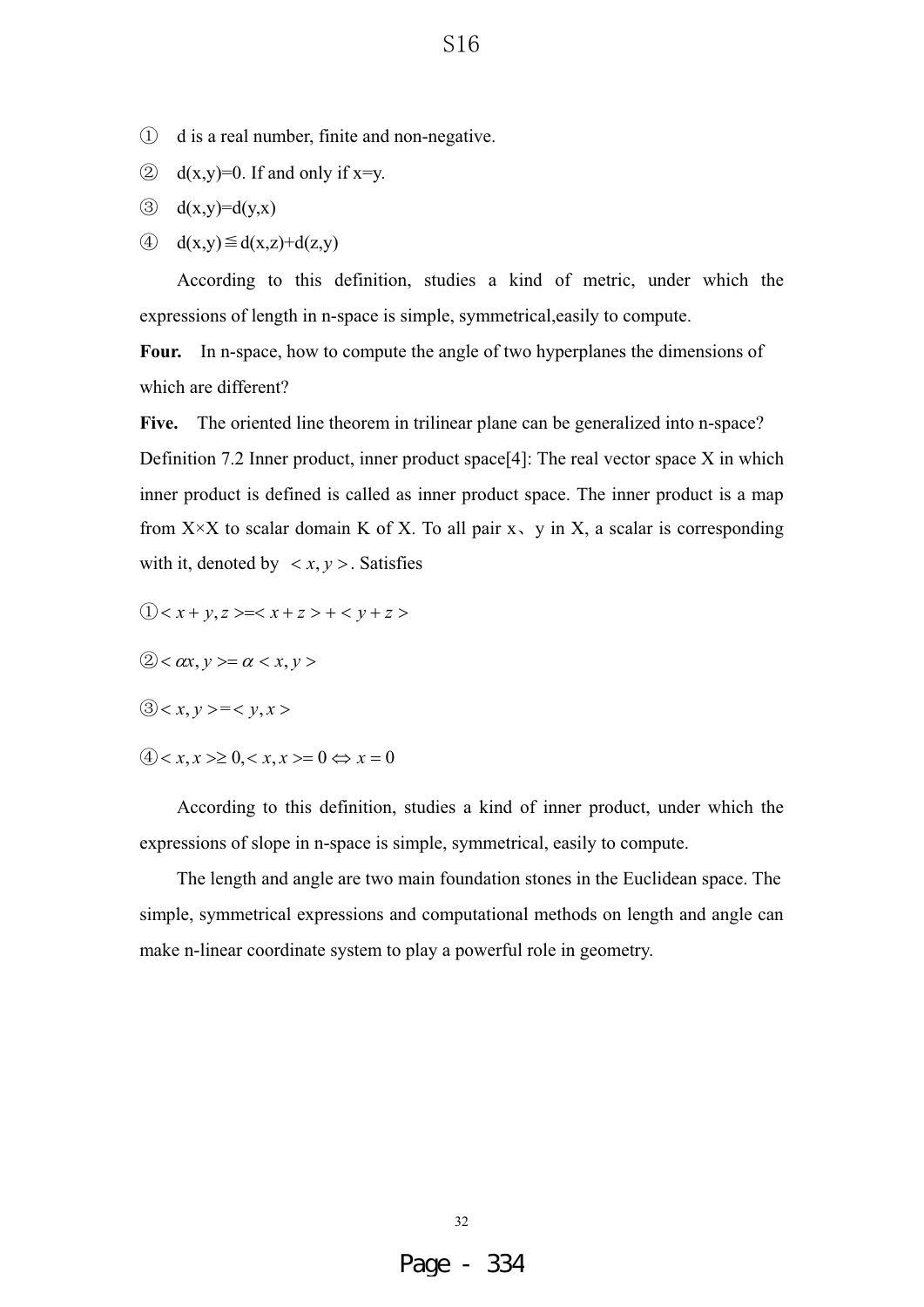① d is a real number, finite and non-negative.

② d(x,y)=0. If and only if x=y.

③ d(x,y)=d(y,x)

④ d(x,y)≦d(x,z)+d(z,y)

According to this definition, studies a kind of metric, under which the expressions of length in n-space is simple, symmetrical,easily to compute.

**Four.** In n-space, how to compute the angle of two hyperplanes the dimensions of which are different?

**Five.** The oriented line theorem in trilinear plane can be generalized into n-space?

Definition 7.2 Inner product, inner product space[4]: The real vector space X in which inner product is defined is called as inner product space. The inner product is a map from X×X to scalar domain K of X. To all pair x、y in X, a scalar is corresponding with it, denoted by $<x,y>$. Satisfies

①$<x+y,z>=<x+z>+<y+z>$

②$<\alpha x,y>=\alpha<x,y>$

③$<x,y>=<y,x>$

④$<x,x>\geq 0, <x,x>=0 \Leftrightarrow x=0$

According to this definition, studies a kind of inner product, under which the expressions of slope in n-space is simple, symmetrical, easily to compute.

The length and angle are two main foundation stones in the Euclidean space. The simple, symmetrical expressions and computational methods on length and angle can make n-linear coordinate system to play a powerful role in geometry.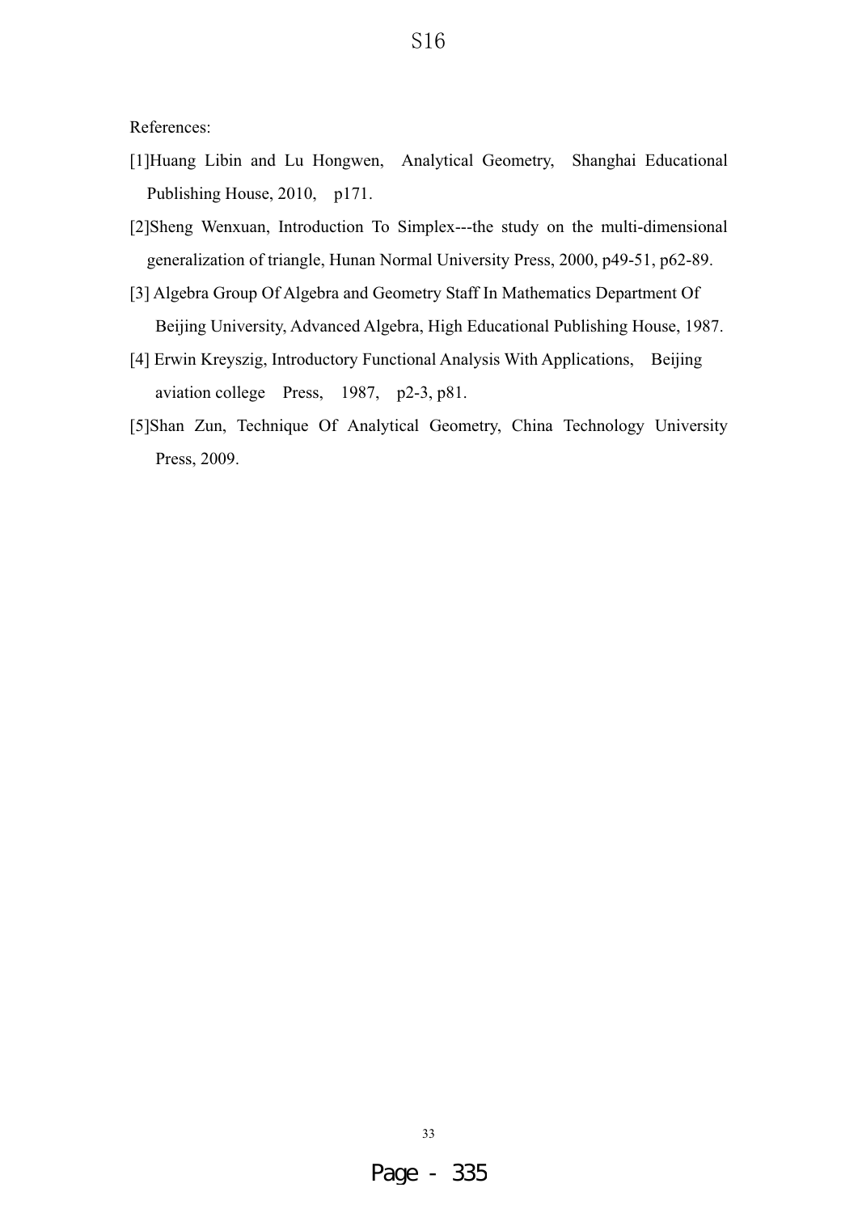References:

[1]Huang Libin and Lu Hongwen, Analytical Geometry, Shanghai Educational Publishing House, 2010, p171.

[2]Sheng Wenxuan, Introduction To Simplex---the study on the multi-dimensional generalization of triangle, Hunan Normal University Press, 2000, p49-51, p62-89.

[3] Algebra Group Of Algebra and Geometry Staff In Mathematics Department Of Beijing University, Advanced Algebra, High Educational Publishing House, 1987.

[4] Erwin Kreyszig, Introductory Functional Analysis With Applications, Beijing aviation college Press, 1987, p2-3, p81.

[5]Shan Zun, Technique Of Analytical Geometry, China Technology University Press, 2009.